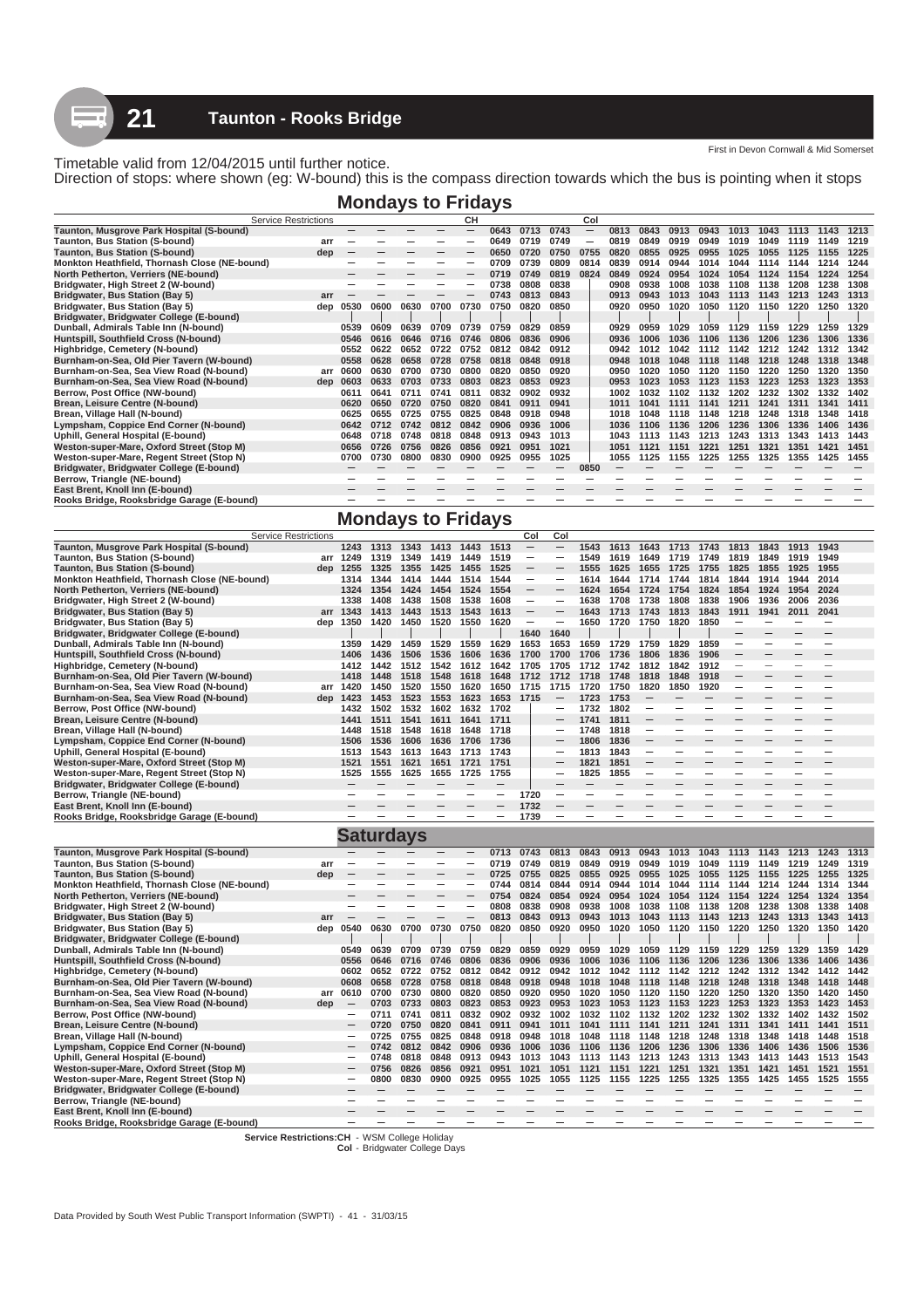# 21 Taunton - Rooks Bridge

First in Devon Cornwall & Mid Somerset

Timetable valid from 12/04/2015 until further notice.
Direction of stops: where shown (eg: W-bound) this is the compass direction towards which the bus is pointing when it stops

## Mondays to Fridays

| Service Restrictions | | | | | | CH | | | | Col | | | | | | | | | |
|---|---|---|---|---|---|---|---|---|---|---|---|---|---|---|---|---|---|---|---|
| Taunton, Musgrove Park Hospital (S-bound) | | — | — | — | — | — | 0643 | 0713 | 0743 | — | 0813 | 0843 | 0913 | 0943 | 1013 | 1043 | 1113 | 1143 | 1213 |
| Taunton, Bus Station (S-bound) | arr | — | — | — | — | — | 0649 | 0719 | 0749 | — | 0819 | 0849 | 0919 | 0949 | 1019 | 1049 | 1119 | 1149 | 1219 |
| Taunton, Bus Station (S-bound) | dep | — | — | — | — | — | 0650 | 0720 | 0750 | 0755 | 0820 | 0855 | 0925 | 0955 | 1025 | 1055 | 1125 | 1155 | 1225 |
| Monkton Heathfield, Thornash Close (NE-bound) | | — | — | — | — | — | 0709 | 0739 | 0809 | 0814 | 0839 | 0914 | 0944 | 1014 | 1044 | 1114 | 1144 | 1214 | 1244 |
| North Petherton, Verriers (NE-bound) | | — | — | — | — | — | 0719 | 0749 | 0819 | 0824 | 0849 | 0924 | 0954 | 1024 | 1054 | 1124 | 1154 | 1224 | 1254 |
| Bridgwater, High Street 2 (W-bound) | | — | — | — | — | — | 0738 | 0808 | 0838 | | 0908 | 0938 | 1008 | 1038 | 1108 | 1138 | 1208 | 1238 | 1308 |
| Bridgwater, Bus Station (Bay 5) | arr | — | — | — | — | — | 0743 | 0813 | 0843 | | 0913 | 0943 | 1013 | 1043 | 1113 | 1143 | 1213 | 1243 | 1313 |
| Bridgwater, Bus Station (Bay 5) | dep | 0530 | 0600 | 0630 | 0700 | 0730 | 0750 | 0820 | 0850 | | 0920 | 0950 | 1020 | 1050 | 1120 | 1150 | 1220 | 1250 | 1320 |
| Bridgwater, Bridgwater College (E-bound) | | | | | | | | | | | | | | | | | | | |
| Dunball, Admirals Table Inn (N-bound) | | 0539 | 0609 | 0639 | 0709 | 0739 | 0759 | 0829 | 0859 | | 0929 | 0959 | 1029 | 1059 | 1129 | 1159 | 1229 | 1259 | 1329 |
| Huntspill, Southfield Cross (N-bound) | | 0546 | 0616 | 0646 | 0716 | 0746 | 0806 | 0836 | 0906 | | 0936 | 1006 | 1036 | 1106 | 1136 | 1206 | 1236 | 1306 | 1336 |
| Highbridge, Cemetery (N-bound) | | 0552 | 0622 | 0652 | 0722 | 0752 | 0812 | 0842 | 0912 | | 0942 | 1012 | 1042 | 1112 | 1142 | 1212 | 1242 | 1312 | 1342 |
| Burnham-on-Sea, Old Pier Tavern (W-bound) | | 0558 | 0628 | 0658 | 0728 | 0758 | 0818 | 0848 | 0918 | | 0948 | 1018 | 1048 | 1118 | 1148 | 1218 | 1248 | 1318 | 1348 |
| Burnham-on-Sea, Sea View Road (N-bound) | arr | 0600 | 0630 | 0700 | 0730 | 0800 | 0820 | 0850 | 0920 | | 0950 | 1020 | 1050 | 1120 | 1150 | 1220 | 1250 | 1320 | 1350 |
| Burnham-on-Sea, Sea View Road (N-bound) | dep | 0603 | 0633 | 0703 | 0733 | 0803 | 0823 | 0853 | 0923 | | 0953 | 1023 | 1053 | 1123 | 1153 | 1223 | 1253 | 1323 | 1353 |
| Berrow, Post Office (NW-bound) | | 0611 | 0641 | 0711 | 0741 | 0811 | 0832 | 0902 | 0932 | | 1002 | 1032 | 1102 | 1132 | 1202 | 1232 | 1302 | 1332 | 1402 |
| Brean, Leisure Centre (N-bound) | | 0620 | 0650 | 0720 | 0750 | 0820 | 0841 | 0911 | 0941 | | 1011 | 1041 | 1111 | 1141 | 1211 | 1241 | 1311 | 1341 | 1411 |
| Brean, Village Hall (N-bound) | | 0625 | 0655 | 0725 | 0755 | 0825 | 0848 | 0918 | 0948 | | 1018 | 1048 | 1118 | 1148 | 1218 | 1248 | 1318 | 1348 | 1418 |
| Lympsham, Coppice End Corner (N-bound) | | 0642 | 0712 | 0742 | 0812 | 0842 | 0906 | 0936 | 1006 | | 1036 | 1106 | 1136 | 1206 | 1236 | 1306 | 1336 | 1406 | 1436 |
| Uphill, General Hospital (E-bound) | | 0648 | 0718 | 0748 | 0818 | 0848 | 0913 | 0943 | 1013 | | 1043 | 1113 | 1143 | 1213 | 1243 | 1313 | 1343 | 1413 | 1443 |
| Weston-super-Mare, Oxford Street (Stop M) | | 0656 | 0726 | 0756 | 0826 | 0856 | 0921 | 0951 | 1021 | | 1051 | 1121 | 1151 | 1221 | 1251 | 1321 | 1351 | 1421 | 1451 |
| Weston-super-Mare, Regent Street (Stop N) | | 0700 | 0730 | 0800 | 0830 | 0900 | 0925 | 0955 | 1025 | | 1055 | 1125 | 1155 | 1225 | 1255 | 1325 | 1355 | 1425 | 1455 |
| Bridgwater, Bridgwater College (E-bound) | | — | — | — | — | — | — | — | — | 0850 | — | — | — | — | — | — | — | — | — |
| Berrow, Triangle (NE-bound) | | — | — | — | — | — | — | — | — | — | — | — | — | — | — | — | — | — | — |
| East Brent, Knoll Inn (E-bound) | | — | — | — | — | — | — | — | — | — | — | — | — | — | — | — | — | — | — |
| Rooks Bridge, Rooksbridge Garage (E-bound) | | — | — | — | — | — | — | — | — | — | — | — | — | — | — | — | — | — | — |

## Mondays to Fridays

| Service Restrictions | | | | | | | | Col | Col | | | | | | | | | |
|---|---|---|---|---|---|---|---|---|---|---|---|---|---|---|---|---|---|---|
| Taunton, Musgrove Park Hospital (S-bound) | | 1243 | 1313 | 1343 | 1413 | 1443 | 1513 | — | — | 1543 | 1613 | 1643 | 1713 | 1743 | 1813 | 1843 | 1913 | 1943 |
| Taunton, Bus Station (S-bound) | arr | 1249 | 1319 | 1349 | 1419 | 1449 | 1519 | — | — | 1549 | 1619 | 1649 | 1719 | 1749 | 1819 | 1849 | 1919 | 1949 |
| Taunton, Bus Station (S-bound) | dep | 1255 | 1325 | 1355 | 1425 | 1455 | 1525 | — | — | 1555 | 1625 | 1655 | 1725 | 1755 | 1825 | 1855 | 1925 | 1955 |
| Monkton Heathfield, Thornash Close (NE-bound) | | 1314 | 1344 | 1414 | 1444 | 1514 | 1544 | — | — | 1614 | 1644 | 1714 | 1744 | 1814 | 1844 | 1914 | 1944 | 2014 |
| North Petherton, Verriers (NE-bound) | | 1324 | 1354 | 1424 | 1454 | 1524 | 1554 | — | — | 1624 | 1654 | 1724 | 1754 | 1824 | 1854 | 1924 | 1954 | 2024 |
| Bridgwater, High Street 2 (W-bound) | | 1338 | 1408 | 1438 | 1508 | 1538 | 1608 | — | — | 1638 | 1708 | 1738 | 1808 | 1838 | 1906 | 1936 | 2006 | 2036 |
| Bridgwater, Bus Station (Bay 5) | arr | 1343 | 1413 | 1443 | 1513 | 1543 | 1613 | — | — | 1643 | 1713 | 1743 | 1813 | 1843 | 1911 | 1941 | 2011 | 2041 |
| Bridgwater, Bus Station (Bay 5) | dep | 1350 | 1420 | 1450 | 1520 | 1550 | 1620 | — | — | 1650 | 1720 | 1750 | 1820 | 1850 | | | | |
| Bridgwater, Bridgwater College (E-bound) | | | | | | | | 1640 | 1640 | | | | | | — | — | — | — |
| Dunball, Admirals Table Inn (N-bound) | | 1359 | 1429 | 1459 | 1529 | 1559 | 1629 | 1653 | 1653 | 1659 | 1729 | 1759 | 1829 | 1859 | — | — | — | — |
| Huntspill, Southfield Cross (N-bound) | | 1406 | 1436 | 1506 | 1536 | 1606 | 1636 | 1700 | 1700 | 1706 | 1736 | 1806 | 1836 | 1906 | — | — | — | — |
| Highbridge, Cemetery (N-bound) | | 1412 | 1442 | 1512 | 1542 | 1612 | 1642 | 1705 | 1705 | 1712 | 1742 | 1812 | 1842 | 1912 | — | — | — | — |
| Burnham-on-Sea, Old Pier Tavern (W-bound) | | 1418 | 1448 | 1518 | 1548 | 1618 | 1648 | 1712 | 1712 | 1718 | 1748 | 1818 | 1848 | 1918 | — | — | — | — |
| Burnham-on-Sea, Sea View Road (N-bound) | arr | 1420 | 1450 | 1520 | 1550 | 1620 | 1650 | 1715 | 1715 | 1720 | 1750 | 1820 | 1850 | 1920 | — | — | — | — |
| Burnham-on-Sea, Sea View Road (N-bound) | dep | 1423 | 1453 | 1523 | 1553 | 1623 | 1653 | 1715 | — | 1723 | 1753 | — | — | — | — | — | — | — |
| Berrow, Post Office (NW-bound) | | 1432 | 1502 | 1532 | 1602 | 1632 | 1702 | | — | 1732 | 1802 | — | — | — | — | — | — | — |
| Brean, Leisure Centre (N-bound) | | 1441 | 1511 | 1541 | 1611 | 1641 | 1711 | | — | 1741 | 1811 | — | — | — | — | — | — | — |
| Brean, Village Hall (N-bound) | | 1448 | 1518 | 1548 | 1618 | 1648 | 1718 | | — | 1748 | 1818 | — | — | — | — | — | — | — |
| Lympsham, Coppice End Corner (N-bound) | | 1506 | 1536 | 1606 | 1636 | 1706 | 1736 | | — | 1806 | 1836 | — | — | — | — | — | — | — |
| Uphill, General Hospital (E-bound) | | 1513 | 1543 | 1613 | 1643 | 1713 | 1743 | | — | 1813 | 1843 | — | — | — | — | — | — | — |
| Weston-super-Mare, Oxford Street (Stop M) | | 1521 | 1551 | 1621 | 1651 | 1721 | 1751 | | — | 1821 | 1851 | — | — | — | — | — | — | — |
| Weston-super-Mare, Regent Street (Stop N) | | 1525 | 1555 | 1625 | 1655 | 1725 | 1755 | | — | 1825 | 1855 | — | — | — | — | — | — | — |
| Bridgwater, Bridgwater College (E-bound) | | — | — | — | — | — | — | — | — | — | — | — | — | — | — | — | — | — |
| Berrow, Triangle (NE-bound) | | — | — | — | — | — | — | 1720 | — | — | — | — | — | — | — | — | — | — |
| East Brent, Knoll Inn (E-bound) | | — | — | — | — | — | — | 1732 | — | — | — | — | — | — | — | — | — | — |
| Rooks Bridge, Rooksbridge Garage (E-bound) | | — | — | — | — | — | — | 1739 | — | — | — | — | — | — | — | — | — | — |

## Saturdays

| Stop | | | | | | | | | | | | | | | | | | | |
|---|---|---|---|---|---|---|---|---|---|---|---|---|---|---|---|---|---|---|---|
| Taunton, Musgrove Park Hospital (S-bound) | | — | — | — | — | — | 0713 | 0743 | 0813 | 0843 | 0913 | 0943 | 1013 | 1043 | 1113 | 1143 | 1213 | 1243 | 1313 |
| Taunton, Bus Station (S-bound) | arr | — | — | — | — | — | 0719 | 0749 | 0819 | 0849 | 0919 | 0949 | 1019 | 1049 | 1119 | 1149 | 1219 | 1249 | 1319 |
| Taunton, Bus Station (S-bound) | dep | — | — | — | — | — | 0725 | 0755 | 0825 | 0855 | 0925 | 0955 | 1025 | 1055 | 1125 | 1155 | 1225 | 1255 | 1325 |
| Monkton Heathfield, Thornash Close (NE-bound) | | — | — | — | — | — | 0744 | 0814 | 0844 | 0914 | 0944 | 1014 | 1044 | 1114 | 1144 | 1214 | 1244 | 1314 | 1344 |
| North Petherton, Verriers (NE-bound) | | — | — | — | — | — | 0754 | 0824 | 0854 | 0924 | 0954 | 1024 | 1054 | 1124 | 1154 | 1224 | 1254 | 1324 | 1354 |
| Bridgwater, High Street 2 (W-bound) | | — | — | — | — | — | 0808 | 0838 | 0908 | 0938 | 1008 | 1038 | 1108 | 1138 | 1208 | 1238 | 1308 | 1338 | 1408 |
| Bridgwater, Bus Station (Bay 5) | arr | — | — | — | — | — | 0813 | 0843 | 0913 | 0943 | 1013 | 1043 | 1113 | 1143 | 1213 | 1243 | 1313 | 1343 | 1413 |
| Bridgwater, Bus Station (Bay 5) | dep | 0540 | 0630 | 0700 | 0730 | 0750 | 0820 | 0850 | 0920 | 0950 | 1020 | 1050 | 1120 | 1150 | 1220 | 1250 | 1320 | 1350 | 1420 |
| Bridgwater, Bridgwater College (E-bound) | | | | | | | | | | | | | | | | | | | |
| Dunball, Admirals Table Inn (N-bound) | | 0549 | 0639 | 0709 | 0739 | 0759 | 0829 | 0859 | 0929 | 0959 | 1029 | 1059 | 1129 | 1159 | 1229 | 1259 | 1329 | 1359 | 1429 |
| Huntspill, Southfield Cross (N-bound) | | 0556 | 0646 | 0716 | 0746 | 0806 | 0836 | 0906 | 0936 | 1006 | 1036 | 1106 | 1136 | 1206 | 1236 | 1306 | 1336 | 1406 | 1436 |
| Highbridge, Cemetery (N-bound) | | 0602 | 0652 | 0722 | 0752 | 0812 | 0842 | 0912 | 0942 | 1012 | 1042 | 1112 | 1142 | 1212 | 1242 | 1312 | 1342 | 1412 | 1442 |
| Burnham-on-Sea, Old Pier Tavern (W-bound) | | 0608 | 0658 | 0728 | 0758 | 0818 | 0848 | 0918 | 0948 | 1018 | 1048 | 1118 | 1148 | 1218 | 1248 | 1318 | 1348 | 1418 | 1448 |
| Burnham-on-Sea, Sea View Road (N-bound) | arr | 0610 | 0700 | 0730 | 0800 | 0820 | 0850 | 0920 | 0950 | 1020 | 1050 | 1120 | 1150 | 1220 | 1250 | 1320 | 1350 | 1420 | 1450 |
| Burnham-on-Sea, Sea View Road (N-bound) | dep | — | 0703 | 0733 | 0803 | 0823 | 0853 | 0923 | 0953 | 1023 | 1053 | 1123 | 1153 | 1223 | 1253 | 1323 | 1353 | 1423 | 1453 |
| Berrow, Post Office (NW-bound) | | — | 0711 | 0741 | 0811 | 0832 | 0902 | 0932 | 1002 | 1032 | 1102 | 1132 | 1202 | 1232 | 1302 | 1332 | 1402 | 1432 | 1502 |
| Brean, Leisure Centre (N-bound) | | — | 0720 | 0750 | 0820 | 0841 | 0911 | 0941 | 1011 | 1041 | 1111 | 1141 | 1211 | 1241 | 1311 | 1341 | 1411 | 1441 | 1511 |
| Brean, Village Hall (N-bound) | | — | 0725 | 0755 | 0825 | 0848 | 0918 | 0948 | 1018 | 1048 | 1118 | 1148 | 1218 | 1248 | 1318 | 1348 | 1418 | 1448 | 1518 |
| Lympsham, Coppice End Corner (N-bound) | | — | 0742 | 0812 | 0842 | 0906 | 0936 | 1006 | 1036 | 1106 | 1136 | 1206 | 1236 | 1306 | 1336 | 1406 | 1436 | 1506 | 1536 |
| Uphill, General Hospital (E-bound) | | — | 0748 | 0818 | 0848 | 0913 | 0943 | 1013 | 1043 | 1113 | 1143 | 1213 | 1243 | 1313 | 1343 | 1413 | 1443 | 1513 | 1543 |
| Weston-super-Mare, Oxford Street (Stop M) | | — | 0756 | 0826 | 0856 | 0921 | 0951 | 1021 | 1051 | 1121 | 1151 | 1221 | 1251 | 1321 | 1351 | 1421 | 1451 | 1521 | 1551 |
| Weston-super-Mare, Regent Street (Stop N) | | — | 0800 | 0830 | 0900 | 0925 | 0955 | 1025 | 1055 | 1125 | 1155 | 1225 | 1255 | 1325 | 1355 | 1425 | 1455 | 1525 | 1555 |
| Bridgwater, Bridgwater College (E-bound) | | — | — | — | — | — | — | — | — | — | — | — | — | — | — | — | — | — | — |
| Berrow, Triangle (NE-bound) | | — | — | — | — | — | — | — | — | — | — | — | — | — | — | — | — | — | — |
| East Brent, Knoll Inn (E-bound) | | — | — | — | — | — | — | — | — | — | — | — | — | — | — | — | — | — | — |
| Rooks Bridge, Rooksbridge Garage (E-bound) | | — | — | — | — | — | — | — | — | — | — | — | — | — | — | — | — | — | — |

**Service Restrictions: CH** - WSM College Holiday
**Col** - Bridgwater College Days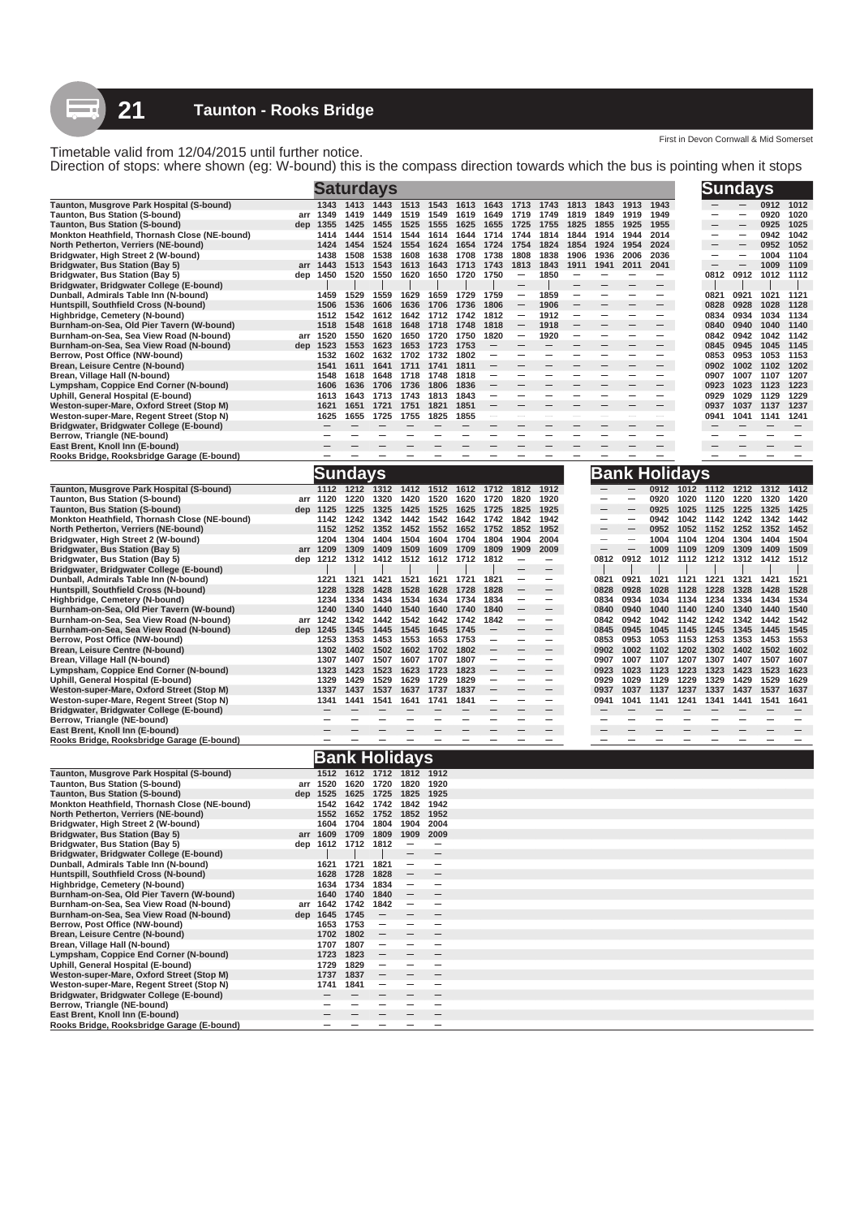# 21 Taunton - Rooks Bridge

First in Devon Cornwall & Mid Somerset

Timetable valid from 12/04/2015 until further notice.
Direction of stops: where shown (eg: W-bound) this is the compass direction towards which the bus is pointing when it stops

| Stop | | Saturdays | | | | | | | | | | | | | Sundays | | | |
|---|---|---|---|---|---|---|---|---|---|---|---|---|---|---|---|---|---|---|
| Taunton, Musgrove Park Hospital (S-bound) | | 1343 | 1413 | 1443 | 1513 | 1543 | 1613 | 1643 | 1713 | 1743 | 1813 | 1843 | 1913 | 1943 | — | — | 0912 | 1012 |
| Taunton, Bus Station (S-bound) | arr | 1349 | 1419 | 1449 | 1519 | 1549 | 1619 | 1649 | 1719 | 1749 | 1819 | 1849 | 1919 | 1949 | — | — | 0920 | 1020 |
| Taunton, Bus Station (S-bound) | dep | 1355 | 1425 | 1455 | 1525 | 1555 | 1625 | 1655 | 1725 | 1755 | 1825 | 1855 | 1925 | 1955 | — | — | 0925 | 1025 |
| Monkton Heathfield, Thornash Close (NE-bound) | | 1414 | 1444 | 1514 | 1544 | 1614 | 1644 | 1714 | 1744 | 1814 | 1844 | 1914 | 1944 | 2014 | — | — | 0942 | 1042 |
| North Petherton, Verriers (NE-bound) | | 1424 | 1454 | 1524 | 1554 | 1624 | 1654 | 1724 | 1754 | 1824 | 1854 | 1924 | 1954 | 2024 | — | — | 0952 | 1052 |
| Bridgwater, High Street 2 (W-bound) | | 1438 | 1508 | 1538 | 1608 | 1638 | 1708 | 1738 | 1808 | 1838 | 1906 | 1936 | 2006 | 2036 | — | — | 1004 | 1104 |
| Bridgwater, Bus Station (Bay 5) | arr | 1443 | 1513 | 1543 | 1613 | 1643 | 1713 | 1743 | 1813 | 1843 | 1911 | 1941 | 2011 | 2041 | — | — | 1009 | 1109 |
| Bridgwater, Bus Station (Bay 5) | dep | 1450 | 1520 | 1550 | 1620 | 1650 | 1720 | 1750 | — | 1850 | — | — | — | — | 0812 | 0912 | 1012 | 1112 |
| Bridgwater, Bridgwater College (E-bound) | | \| | \| | \| | \| | \| | \| | \| | — | \| | — | — | — | — | \| | \| | \| | \| |
| Dunball, Admirals Table Inn (N-bound) | | 1459 | 1529 | 1559 | 1629 | 1659 | 1729 | 1759 | — | 1859 | — | — | — | — | 0821 | 0921 | 1021 | 1121 |
| Huntspill, Southfield Cross (N-bound) | | 1506 | 1536 | 1606 | 1636 | 1706 | 1736 | 1806 | — | 1906 | — | — | — | — | 0828 | 0928 | 1028 | 1128 |
| Highbridge, Cemetery (N-bound) | | 1512 | 1542 | 1612 | 1642 | 1712 | 1742 | 1812 | — | 1912 | — | — | — | — | 0834 | 0934 | 1034 | 1134 |
| Burnham-on-Sea, Old Pier Tavern (W-bound) | | 1518 | 1548 | 1618 | 1648 | 1718 | 1748 | 1818 | — | 1918 | — | — | — | — | 0840 | 0940 | 1040 | 1140 |
| Burnham-on-Sea, Sea View Road (N-bound) | arr | 1520 | 1550 | 1620 | 1650 | 1720 | 1750 | 1820 | — | 1920 | — | — | — | — | 0842 | 0942 | 1042 | 1142 |
| Burnham-on-Sea, Sea View Road (N-bound) | dep | 1523 | 1553 | 1623 | 1653 | 1723 | 1753 | — | — | — | — | — | — | — | 0845 | 0945 | 1045 | 1145 |
| Berrow, Post Office (NW-bound) | | 1532 | 1602 | 1632 | 1702 | 1732 | 1802 | — | — | — | — | — | — | — | 0853 | 0953 | 1053 | 1153 |
| Brean, Leisure Centre (N-bound) | | 1541 | 1611 | 1641 | 1711 | 1741 | 1811 | — | — | — | — | — | — | — | 0902 | 1002 | 1102 | 1202 |
| Brean, Village Hall (N-bound) | | 1548 | 1618 | 1648 | 1718 | 1748 | 1818 | — | — | — | — | — | — | — | 0907 | 1007 | 1107 | 1207 |
| Lympsham, Coppice End Corner (N-bound) | | 1606 | 1636 | 1706 | 1736 | 1806 | 1836 | — | — | — | — | — | — | — | 0923 | 1023 | 1123 | 1223 |
| Uphill, General Hospital (E-bound) | | 1613 | 1643 | 1713 | 1743 | 1813 | 1843 | — | — | — | — | — | — | — | 0929 | 1029 | 1129 | 1229 |
| Weston-super-Mare, Oxford Street (Stop M) | | 1621 | 1651 | 1721 | 1751 | 1821 | 1851 | — | — | — | — | — | — | — | 0937 | 1037 | 1137 | 1237 |
| Weston-super-Mare, Regent Street (Stop N) | | 1625 | 1655 | 1725 | 1755 | 1825 | 1855 | — | — | — | — | — | — | — | 0941 | 1041 | 1141 | 1241 |
| Bridgwater, Bridgwater College (E-bound) | | — | — | — | — | — | — | — | — | — | — | — | — | — | — | — | — | — |
| Berrow, Triangle (NE-bound) | | — | — | — | — | — | — | — | — | — | — | — | — | — | — | — | — | — |
| East Brent, Knoll Inn (E-bound) | | — | — | — | — | — | — | — | — | — | — | — | — | — | — | — | — | — |
| Rooks Bridge, Rooksbridge Garage (E-bound) | | — | — | — | — | — | — | — | — | — | — | — | — | — | — | — | — | — |

| Stop | | Sundays | | | | | | | | | Bank Holidays | | | | | | | |
|---|---|---|---|---|---|---|---|---|---|---|---|---|---|---|---|---|---|---|
| Taunton, Musgrove Park Hospital (S-bound) | | 1112 | 1212 | 1312 | 1412 | 1512 | 1612 | 1712 | 1812 | 1912 | — | — | 0912 | 1012 | 1112 | 1212 | 1312 | 1412 |
| Taunton, Bus Station (S-bound) | arr | 1120 | 1220 | 1320 | 1420 | 1520 | 1620 | 1720 | 1820 | 1920 | — | — | 0920 | 1020 | 1120 | 1220 | 1320 | 1420 |
| Taunton, Bus Station (S-bound) | dep | 1125 | 1225 | 1325 | 1425 | 1525 | 1625 | 1725 | 1825 | 1925 | — | — | 0925 | 1025 | 1125 | 1225 | 1325 | 1425 |
| Monkton Heathfield, Thornash Close (NE-bound) | | 1142 | 1242 | 1342 | 1442 | 1542 | 1642 | 1742 | 1842 | 1942 | — | — | 0942 | 1042 | 1142 | 1242 | 1342 | 1442 |
| North Petherton, Verriers (NE-bound) | | 1152 | 1252 | 1352 | 1452 | 1552 | 1652 | 1752 | 1852 | 1952 | — | — | 0952 | 1052 | 1152 | 1252 | 1352 | 1452 |
| Bridgwater, High Street 2 (W-bound) | | 1204 | 1304 | 1404 | 1504 | 1604 | 1704 | 1804 | 1904 | 2004 | — | — | 1004 | 1104 | 1204 | 1304 | 1404 | 1504 |
| Bridgwater, Bus Station (Bay 5) | arr | 1209 | 1309 | 1409 | 1509 | 1609 | 1709 | 1809 | 1909 | 2009 | — | — | 1009 | 1109 | 1209 | 1309 | 1409 | 1509 |
| Bridgwater, Bus Station (Bay 5) | dep | 1212 | 1312 | 1412 | 1512 | 1612 | 1712 | 1812 | — | — | 0812 | 0912 | 1012 | 1112 | 1212 | 1312 | 1412 | 1512 |
| Bridgwater, Bridgwater College (E-bound) | | \| | \| | \| | \| | \| | \| | \| | — | — | \| | \| | \| | \| | \| | \| | \| | \| |
| Dunball, Admirals Table Inn (N-bound) | | 1221 | 1321 | 1421 | 1521 | 1621 | 1721 | 1821 | — | — | 0821 | 0921 | 1021 | 1121 | 1221 | 1321 | 1421 | 1521 |
| Huntspill, Southfield Cross (N-bound) | | 1228 | 1328 | 1428 | 1528 | 1628 | 1728 | 1828 | — | — | 0828 | 0928 | 1028 | 1128 | 1228 | 1328 | 1428 | 1528 |
| Highbridge, Cemetery (N-bound) | | 1234 | 1334 | 1434 | 1534 | 1634 | 1734 | 1834 | — | — | 0834 | 0934 | 1034 | 1134 | 1234 | 1334 | 1434 | 1534 |
| Burnham-on-Sea, Old Pier Tavern (W-bound) | | 1240 | 1340 | 1440 | 1540 | 1640 | 1740 | 1840 | — | — | 0840 | 0940 | 1040 | 1140 | 1240 | 1340 | 1440 | 1540 |
| Burnham-on-Sea, Sea View Road (N-bound) | arr | 1242 | 1342 | 1442 | 1542 | 1642 | 1742 | 1842 | — | — | 0842 | 0942 | 1042 | 1142 | 1242 | 1342 | 1442 | 1542 |
| Burnham-on-Sea, Sea View Road (N-bound) | dep | 1245 | 1345 | 1445 | 1545 | 1645 | 1745 | — | — | — | 0845 | 0945 | 1045 | 1145 | 1245 | 1345 | 1445 | 1545 |
| Berrow, Post Office (NW-bound) | | 1253 | 1353 | 1453 | 1553 | 1653 | 1753 | — | — | — | 0853 | 0953 | 1053 | 1153 | 1253 | 1353 | 1453 | 1553 |
| Brean, Leisure Centre (N-bound) | | 1302 | 1402 | 1502 | 1602 | 1702 | 1802 | — | — | — | 0902 | 1002 | 1102 | 1202 | 1302 | 1402 | 1502 | 1602 |
| Brean, Village Hall (N-bound) | | 1307 | 1407 | 1507 | 1607 | 1707 | 1807 | — | — | — | 0907 | 1007 | 1107 | 1207 | 1307 | 1407 | 1507 | 1607 |
| Lympsham, Coppice End Corner (N-bound) | | 1323 | 1423 | 1523 | 1623 | 1723 | 1823 | — | — | — | 0923 | 1023 | 1123 | 1223 | 1323 | 1423 | 1523 | 1623 |
| Uphill, General Hospital (E-bound) | | 1329 | 1429 | 1529 | 1629 | 1729 | 1829 | — | — | — | 0929 | 1029 | 1129 | 1229 | 1329 | 1429 | 1529 | 1629 |
| Weston-super-Mare, Oxford Street (Stop M) | | 1337 | 1437 | 1537 | 1637 | 1737 | 1837 | — | — | — | 0937 | 1037 | 1137 | 1237 | 1337 | 1437 | 1537 | 1637 |
| Weston-super-Mare, Regent Street (Stop N) | | 1341 | 1441 | 1541 | 1641 | 1741 | 1841 | — | — | — | 0941 | 1041 | 1141 | 1241 | 1341 | 1441 | 1541 | 1641 |
| Bridgwater, Bridgwater College (E-bound) | | — | — | — | — | — | — | — | — | — | — | — | — | — | — | — | — | — |
| Berrow, Triangle (NE-bound) | | — | — | — | — | — | — | — | — | — | — | — | — | — | — | — | — | — |
| East Brent, Knoll Inn (E-bound) | | — | — | — | — | — | — | — | — | — | — | — | — | — | — | — | — | — |
| Rooks Bridge, Rooksbridge Garage (E-bound) | | — | — | — | — | — | — | — | — | — | — | — | — | — | — | — | — | — |

| Stop | | Bank Holidays | | | | |
|---|---|---|---|---|---|---|
| Taunton, Musgrove Park Hospital (S-bound) | | 1512 | 1612 | 1712 | 1812 | 1912 |
| Taunton, Bus Station (S-bound) | arr | 1520 | 1620 | 1720 | 1820 | 1920 |
| Taunton, Bus Station (S-bound) | dep | 1525 | 1625 | 1725 | 1825 | 1925 |
| Monkton Heathfield, Thornash Close (NE-bound) | | 1542 | 1642 | 1742 | 1842 | 1942 |
| North Petherton, Verriers (NE-bound) | | 1552 | 1652 | 1752 | 1852 | 1952 |
| Bridgwater, High Street 2 (W-bound) | | 1604 | 1704 | 1804 | 1904 | 2004 |
| Bridgwater, Bus Station (Bay 5) | arr | 1609 | 1709 | 1809 | 1909 | 2009 |
| Bridgwater, Bus Station (Bay 5) | dep | 1612 | 1712 | 1812 | — | — |
| Bridgwater, Bridgwater College (E-bound) | | \| | \| | \| | — | — |
| Dunball, Admirals Table Inn (N-bound) | | 1621 | 1721 | 1821 | — | — |
| Huntspill, Southfield Cross (N-bound) | | 1628 | 1728 | 1828 | — | — |
| Highbridge, Cemetery (N-bound) | | 1634 | 1734 | 1834 | — | — |
| Burnham-on-Sea, Old Pier Tavern (W-bound) | | 1640 | 1740 | 1840 | — | — |
| Burnham-on-Sea, Sea View Road (N-bound) | arr | 1642 | 1742 | 1842 | — | — |
| Burnham-on-Sea, Sea View Road (N-bound) | dep | 1645 | 1745 | — | — | — |
| Berrow, Post Office (NW-bound) | | 1653 | 1753 | — | — | — |
| Brean, Leisure Centre (N-bound) | | 1702 | 1802 | — | — | — |
| Brean, Village Hall (N-bound) | | 1707 | 1807 | — | — | — |
| Lympsham, Coppice End Corner (N-bound) | | 1723 | 1823 | — | — | — |
| Uphill, General Hospital (E-bound) | | 1729 | 1829 | — | — | — |
| Weston-super-Mare, Oxford Street (Stop M) | | 1737 | 1837 | — | — | — |
| Weston-super-Mare, Regent Street (Stop N) | | 1741 | 1841 | — | — | — |
| Bridgwater, Bridgwater College (E-bound) | | — | — | — | — | — |
| Berrow, Triangle (NE-bound) | | — | — | — | — | — |
| East Brent, Knoll Inn (E-bound) | | — | — | — | — | — |
| Rooks Bridge, Rooksbridge Garage (E-bound) | | — | — | — | — | — |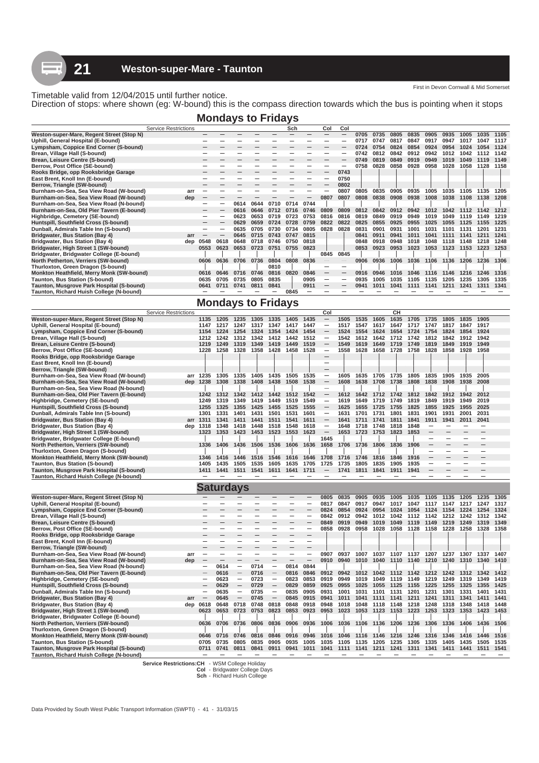## 21 Weston-super-Mare - Taunton

First in Devon Cornwall & Mid Somerset

Timetable valid from 12/04/2015 until further notice.
Direction of stops: where shown (eg: W-bound) this is the compass direction towards which the bus is pointing when it stops

### Mondays to Fridays

| Service Restrictions | | | | | | | Sch | | Col | Col | | | | | | | | | |
|---|---|---|---|---|---|---|---|---|---|---|---|---|---|---|---|---|---|---|---|
| Weston-super-Mare, Regent Street (Stop N) | | — | — | — | — | — | — | — | — | — | 0705 | 0735 | 0805 | 0835 | 0905 | 0935 | 1005 | 1035 | 1105 |
| Uphill, General Hospital (E-bound) | | — | — | — | — | — | — | — | — | — | 0717 | 0747 | 0817 | 0847 | 0917 | 0947 | 1017 | 1047 | 1117 |
| Lympsham, Coppice End Corner (S-bound) | | — | — | — | — | — | — | — | — | — | 0724 | 0754 | 0824 | 0854 | 0924 | 0954 | 1024 | 1054 | 1124 |
| Brean, Village Hall (S-bound) | | — | — | — | — | — | — | — | — | — | 0742 | 0812 | 0842 | 0912 | 0942 | 1012 | 1042 | 1112 | 1142 |
| Brean, Leisure Centre (S-bound) | | — | — | — | — | — | — | — | — | — | 0749 | 0819 | 0849 | 0919 | 0949 | 1019 | 1049 | 1119 | 1149 |
| Berrow, Post Office (SE-bound) | | — | — | — | — | — | — | — | — | — | 0758 | 0828 | 0858 | 0928 | 0958 | 1028 | 1058 | 1128 | 1158 |
| Rooks Bridge, opp Rooksbridge Garage | | — | — | — | — | — | — | — | — | 0743 | | | | | | | | | |
| East Brent, Knoll Inn (E-bound) | | — | — | — | — | — | — | — | — | 0750 | | | | | | | | | |
| Berrow, Triangle (SW-bound) | | — | — | — | — | — | — | — | — | 0802 | | | | | | | | | |
| Burnham-on-Sea, Sea View Road (W-bound) | arr | — | — | — | — | — | — | — | — | 0807 | 0805 | 0835 | 0905 | 0935 | 1005 | 1035 | 1105 | 1135 | 1205 |
| Burnham-on-Sea, Sea View Road (W-bound) | dep | — | — | — | — | — | — | — | 0807 | 0807 | 0808 | 0838 | 0908 | 0938 | 1008 | 1038 | 1108 | 1138 | 1208 |
| Burnham-on-Sea, Sea View Road (N-bound) | | — | — | 0614 | 0644 | 0710 | 0714 | 0744 | | | | | | | | | | | |
| Burnham-on-Sea, Old Pier Tavern (E-bound) | | — | — | 0616 | 0646 | 0712 | 0716 | 0746 | 0809 | 0809 | 0812 | 0842 | 0912 | 0942 | 1012 | 1042 | 1112 | 1142 | 1212 |
| Highbridge, Cemetery (SE-bound) | | — | — | 0623 | 0653 | 0719 | 0723 | 0753 | 0816 | 0816 | 0819 | 0849 | 0919 | 0949 | 1019 | 1049 | 1119 | 1149 | 1219 |
| Huntspill, Southfield Cross (S-bound) | | — | — | 0629 | 0659 | 0724 | 0728 | 0759 | 0822 | 0822 | 0825 | 0855 | 0925 | 0955 | 1025 | 1055 | 1125 | 1155 | 1225 |
| Dunball, Admirals Table Inn (S-bound) | | — | — | 0635 | 0705 | 0730 | 0734 | 0805 | 0828 | 0828 | 0831 | 0901 | 0931 | 1001 | 1031 | 1101 | 1131 | 1201 | 1231 |
| Bridgwater, Bus Station (Bay 4) | arr | — | — | 0645 | 0715 | 0743 | 0747 | 0815 | | | 0841 | 0911 | 0941 | 1011 | 1041 | 1111 | 1141 | 1211 | 1241 |
| Bridgwater, Bus Station (Bay 4) | dep | 0548 | 0618 | 0648 | 0718 | 0746 | 0750 | 0818 | | | 0848 | 0918 | 0948 | 1018 | 1048 | 1118 | 1148 | 1218 | 1248 |
| Bridgwater, High Street 1 (SW-bound) | | 0553 | 0623 | 0653 | 0723 | 0751 | 0755 | 0823 | | | 0853 | 0923 | 0953 | 1023 | 1053 | 1123 | 1153 | 1223 | 1253 |
| Bridgwater, Bridgwater College (E-bound) | | | | | | | | | 0845 | 0845 | | | | | | | | | |
| North Petherton, Verriers (SW-bound) | | 0606 | 0636 | 0706 | 0736 | 0804 | 0808 | 0836 | — | — | 0906 | 0936 | 1006 | 1036 | 1106 | 1136 | 1206 | 1236 | 1306 |
| Thurloxton, Green Dragon (S-bound) | | | | | | | 0810 | | — | — | | | | | | | | | |
| Monkton Heathfield, Merry Monk (SW-bound) | | 0616 | 0646 | 0716 | 0746 | 0816 | 0820 | 0846 | — | — | 0916 | 0946 | 1016 | 1046 | 1116 | 1146 | 1216 | 1246 | 1316 |
| Taunton, Bus Station (S-bound) | | 0635 | 0705 | 0735 | 0805 | 0835 | | 0905 | — | — | 0935 | 1005 | 1035 | 1105 | 1135 | 1205 | 1235 | 1305 | 1335 |
| Taunton, Musgrove Park Hospital (S-bound) | | 0641 | 0711 | 0741 | 0811 | 0841 | | 0911 | — | — | 0941 | 1011 | 1041 | 1111 | 1141 | 1211 | 1241 | 1311 | 1341 |
| Taunton, Richard Huish College (N-bound) | | — | — | — | — | — | 0845 | — | — | — | — | — | — | — | — | — | — | — | — |

### Mondays to Fridays

| Service Restrictions | | | | | | | | | Col | | | | CH | | | | | |
|---|---|---|---|---|---|---|---|---|---|---|---|---|---|---|---|---|---|---|
| Weston-super-Mare, Regent Street (Stop N) | | 1135 | 1205 | 1235 | 1305 | 1335 | 1405 | 1435 | — | 1505 | 1535 | 1605 | 1635 | 1705 | 1735 | 1805 | 1835 | 1905 |
| Uphill, General Hospital (E-bound) | | 1147 | 1217 | 1247 | 1317 | 1347 | 1417 | 1447 | — | 1517 | 1547 | 1617 | 1647 | 1717 | 1747 | 1817 | 1847 | 1917 |
| Lympsham, Coppice End Corner (S-bound) | | 1154 | 1224 | 1254 | 1324 | 1354 | 1424 | 1454 | — | 1524 | 1554 | 1624 | 1654 | 1724 | 1754 | 1824 | 1854 | 1924 |
| Brean, Village Hall (S-bound) | | 1212 | 1242 | 1312 | 1342 | 1412 | 1442 | 1512 | — | 1542 | 1612 | 1642 | 1712 | 1742 | 1812 | 1842 | 1912 | 1942 |
| Brean, Leisure Centre (S-bound) | | 1219 | 1249 | 1319 | 1349 | 1419 | 1449 | 1519 | — | 1549 | 1619 | 1649 | 1719 | 1749 | 1819 | 1849 | 1919 | 1949 |
| Berrow, Post Office (SE-bound) | | 1228 | 1258 | 1328 | 1358 | 1428 | 1458 | 1528 | — | 1558 | 1628 | 1658 | 1728 | 1758 | 1828 | 1858 | 1928 | 1958 |
| Rooks Bridge, opp Rooksbridge Garage | | | | | | | | | — | | | | | | | | | |
| East Brent, Knoll Inn (E-bound) | | | | | | | | | — | | | | | | | | | |
| Berrow, Triangle (SW-bound) | | | | | | | | | — | | | | | | | | | |
| Burnham-on-Sea, Sea View Road (W-bound) | arr | 1235 | 1305 | 1335 | 1405 | 1435 | 1505 | 1535 | — | 1605 | 1635 | 1705 | 1735 | 1805 | 1835 | 1905 | 1935 | 2005 |
| Burnham-on-Sea, Sea View Road (W-bound) | dep | 1238 | 1308 | 1338 | 1408 | 1438 | 1508 | 1538 | — | 1608 | 1638 | 1708 | 1738 | 1808 | 1838 | 1908 | 1938 | 2008 |
| Burnham-on-Sea, Sea View Road (N-bound) | | | | | | | | | — | | | | | | | | | |
| Burnham-on-Sea, Old Pier Tavern (E-bound) | | 1242 | 1312 | 1342 | 1412 | 1442 | 1512 | 1542 | — | 1612 | 1642 | 1712 | 1742 | 1812 | 1842 | 1912 | 1942 | 2012 |
| Highbridge, Cemetery (SE-bound) | | 1249 | 1319 | 1349 | 1419 | 1449 | 1519 | 1549 | — | 1619 | 1649 | 1719 | 1749 | 1819 | 1849 | 1919 | 1949 | 2019 |
| Huntspill, Southfield Cross (S-bound) | | 1255 | 1325 | 1355 | 1425 | 1455 | 1525 | 1555 | — | 1625 | 1655 | 1725 | 1755 | 1825 | 1855 | 1925 | 1955 | 2025 |
| Dunball, Admirals Table Inn (S-bound) | | 1301 | 1331 | 1401 | 1431 | 1501 | 1531 | 1601 | — | 1631 | 1701 | 1731 | 1801 | 1831 | 1901 | 1931 | 2001 | 2031 |
| Bridgwater, Bus Station (Bay 4) | arr | 1311 | 1341 | 1411 | 1441 | 1511 | 1541 | 1611 | — | 1641 | 1711 | 1741 | 1811 | 1841 | 1911 | 1941 | 2011 | 2041 |
| Bridgwater, Bus Station (Bay 4) | dep | 1318 | 1348 | 1418 | 1448 | 1518 | 1548 | 1618 | — | 1648 | 1718 | 1748 | 1818 | 1848 | — | — | — | — |
| Bridgwater, High Street 1 (SW-bound) | | 1323 | 1353 | 1423 | 1453 | 1523 | 1553 | 1623 | — | 1653 | 1723 | 1753 | 1823 | 1853 | — | — | — | — |
| Bridgwater, Bridgwater College (E-bound) | | | | | | | | | 1645 | | | | | | — | — | — | — |
| North Petherton, Verriers (SW-bound) | | 1336 | 1406 | 1436 | 1506 | 1536 | 1606 | 1636 | 1658 | 1706 | 1736 | 1806 | 1836 | 1906 | — | — | — | — |
| Thurloxton, Green Dragon (S-bound) | | | | | | | | | | | | | | | — | — | — | — |
| Monkton Heathfield, Merry Monk (SW-bound) | | 1346 | 1416 | 1446 | 1516 | 1546 | 1616 | 1646 | 1708 | 1716 | 1746 | 1816 | 1846 | 1916 | — | — | — | — |
| Taunton, Bus Station (S-bound) | | 1405 | 1435 | 1505 | 1535 | 1605 | 1635 | 1705 | 1725 | 1735 | 1805 | 1835 | 1905 | 1935 | — | — | — | — |
| Taunton, Musgrove Park Hospital (S-bound) | | 1411 | 1441 | 1511 | 1541 | 1611 | 1641 | 1711 | — | 1741 | 1811 | 1841 | 1911 | 1941 | — | — | — | — |
| Taunton, Richard Huish College (N-bound) | | — | — | — | — | — | — | — | — | — | — | — | — | — | — | — | — | — |

### Saturdays

| Stop | | | | | | | | | | | | | | | | | | | |
|---|---|---|---|---|---|---|---|---|---|---|---|---|---|---|---|---|---|---|---|
| Weston-super-Mare, Regent Street (Stop N) | | — | — | — | — | — | — | — | 0805 | 0835 | 0905 | 0935 | 1005 | 1035 | 1105 | 1135 | 1205 | 1235 | 1305 |
| Uphill, General Hospital (E-bound) | | — | — | — | — | — | — | — | 0817 | 0847 | 0917 | 0947 | 1017 | 1047 | 1117 | 1147 | 1217 | 1247 | 1317 |
| Lympsham, Coppice End Corner (S-bound) | | — | — | — | — | — | — | — | 0824 | 0854 | 0924 | 0954 | 1024 | 1054 | 1124 | 1154 | 1224 | 1254 | 1324 |
| Brean, Village Hall (S-bound) | | — | — | — | — | — | — | — | 0842 | 0912 | 0942 | 1012 | 1042 | 1112 | 1142 | 1212 | 1242 | 1312 | 1342 |
| Brean, Leisure Centre (S-bound) | | — | — | — | — | — | — | — | 0849 | 0919 | 0949 | 1019 | 1049 | 1119 | 1149 | 1219 | 1249 | 1319 | 1349 |
| Berrow, Post Office (SE-bound) | | — | — | — | — | — | — | — | 0858 | 0928 | 0958 | 1028 | 1058 | 1128 | 1158 | 1228 | 1258 | 1328 | 1358 |
| Rooks Bridge, opp Rooksbridge Garage | | — | — | — | — | — | — | — | | | | | | | | | | | |
| East Brent, Knoll Inn (E-bound) | | — | — | — | — | — | — | — | | | | | | | | | | | |
| Berrow, Triangle (SW-bound) | | — | — | — | — | — | — | — | | | | | | | | | | | |
| Burnham-on-Sea, Sea View Road (W-bound) | arr | — | — | — | — | — | — | — | 0907 | 0937 | 1007 | 1037 | 1107 | 1137 | 1207 | 1237 | 1307 | 1337 | 1407 |
| Burnham-on-Sea, Sea View Road (W-bound) | dep | — | — | — | — | — | — | — | 0910 | 0940 | 1010 | 1040 | 1110 | 1140 | 1210 | 1240 | 1310 | 1340 | 1410 |
| Burnham-on-Sea, Sea View Road (N-bound) | | — | 0614 | — | 0714 | — | 0814 | 0844 | | | | | | | | | | | |
| Burnham-on-Sea, Old Pier Tavern (E-bound) | | — | 0616 | — | 0716 | — | 0816 | 0846 | 0912 | 0942 | 1012 | 1042 | 1112 | 1142 | 1212 | 1242 | 1312 | 1342 | 1412 |
| Highbridge, Cemetery (SE-bound) | | — | 0623 | — | 0723 | — | 0823 | 0853 | 0919 | 0949 | 1019 | 1049 | 1119 | 1149 | 1219 | 1249 | 1319 | 1349 | 1419 |
| Huntspill, Southfield Cross (S-bound) | | — | 0629 | — | 0729 | — | 0829 | 0859 | 0925 | 0955 | 1025 | 1055 | 1125 | 1155 | 1225 | 1255 | 1325 | 1355 | 1425 |
| Dunball, Admirals Table Inn (S-bound) | | — | 0635 | — | 0735 | — | 0835 | 0905 | 0931 | 1001 | 1031 | 1101 | 1131 | 1201 | 1231 | 1301 | 1331 | 1401 | 1431 |
| Bridgwater, Bus Station (Bay 4) | arr | — | 0645 | — | 0745 | — | 0845 | 0915 | 0941 | 1011 | 1041 | 1111 | 1141 | 1211 | 1241 | 1311 | 1341 | 1411 | 1441 |
| Bridgwater, Bus Station (Bay 4) | dep | 0618 | 0648 | 0718 | 0748 | 0818 | 0848 | 0918 | 0948 | 1018 | 1048 | 1118 | 1148 | 1218 | 1248 | 1318 | 1348 | 1418 | 1448 |
| Bridgwater, High Street 1 (SW-bound) | | 0623 | 0653 | 0723 | 0753 | 0823 | 0853 | 0923 | 0953 | 1023 | 1053 | 1123 | 1153 | 1223 | 1253 | 1323 | 1353 | 1423 | 1453 |
| Bridgwater, Bridgwater College (E-bound) | | | | | | | | | | | | | | | | | | | |
| North Petherton, Verriers (SW-bound) | | 0636 | 0706 | 0736 | 0806 | 0836 | 0906 | 0936 | 1006 | 1036 | 1106 | 1136 | 1206 | 1236 | 1306 | 1336 | 1406 | 1436 | 1506 |
| Thurloxton, Green Dragon (S-bound) | | | | | | | | | | | | | | | | | | | |
| Monkton Heathfield, Merry Monk (SW-bound) | | 0646 | 0716 | 0746 | 0816 | 0846 | 0916 | 0946 | 1016 | 1046 | 1116 | 1146 | 1216 | 1246 | 1316 | 1346 | 1416 | 1446 | 1516 |
| Taunton, Bus Station (S-bound) | | 0705 | 0735 | 0805 | 0835 | 0905 | 0935 | 1005 | 1035 | 1105 | 1135 | 1205 | 1235 | 1305 | 1335 | 1405 | 1435 | 1505 | 1535 |
| Taunton, Musgrove Park Hospital (S-bound) | | 0711 | 0741 | 0811 | 0841 | 0911 | 0941 | 1011 | 1041 | 1111 | 1141 | 1211 | 1241 | 1311 | 1341 | 1411 | 1441 | 1511 | 1541 |
| Taunton, Richard Huish College (N-bound) | | — | — | — | — | — | — | — | — | — | — | — | — | — | — | — | — | — | — |

**Service Restrictions:**
**CH** - WSM College Holiday
**Col** - Bridgwater College Days
**Sch** - Richard Huish College

Data Provided by South West Public Transport Information (SWPTI) - 41 - 31/03/15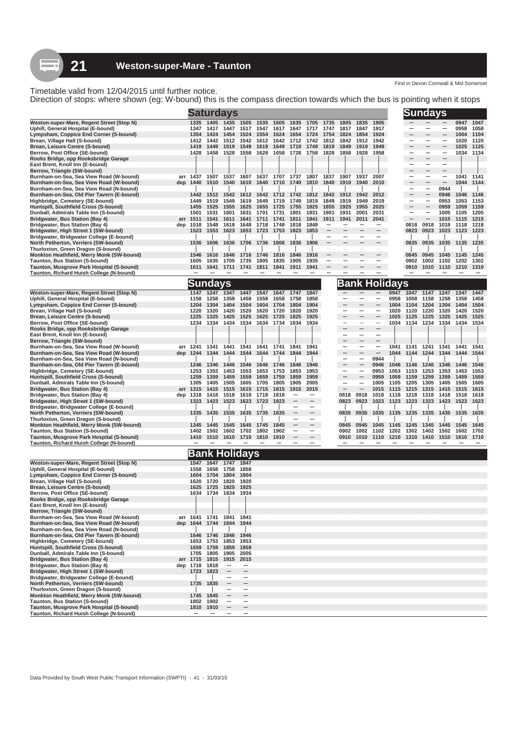# 21 Weston-super-Mare - Taunton

First in Devon Cornwall & Mid Somerset

Timetable valid from 12/04/2015 until further notice.
Direction of stops: where shown (eg: W-bound) this is the compass direction towards which the bus is pointing when it stops

## Saturdays

| Stop | | | | | | | | | | | | | |
|---|---|---|---|---|---|---|---|---|---|---|---|---|---|
| Weston-super-Mare, Regent Street (Stop N) | | 1335 | 1405 | 1435 | 1505 | 1535 | 1605 | 1635 | 1705 | 1735 | 1805 | 1835 | 1905 |
| Uphill, General Hospital (E-bound) | | 1347 | 1417 | 1447 | 1517 | 1547 | 1617 | 1647 | 1717 | 1747 | 1817 | 1847 | 1917 |
| Lympsham, Coppice End Corner (S-bound) | | 1354 | 1424 | 1454 | 1524 | 1554 | 1624 | 1654 | 1724 | 1754 | 1824 | 1854 | 1924 |
| Brean, Village Hall (S-bound) | | 1412 | 1442 | 1512 | 1542 | 1612 | 1642 | 1712 | 1742 | 1812 | 1842 | 1912 | 1942 |
| Brean, Leisure Centre (S-bound) | | 1419 | 1449 | 1519 | 1549 | 1619 | 1649 | 1719 | 1749 | 1819 | 1849 | 1919 | 1949 |
| Berrow, Post Office (SE-bound) | | 1428 | 1458 | 1528 | 1558 | 1628 | 1658 | 1728 | 1758 | 1828 | 1858 | 1928 | 1958 |
| Rooks Bridge, opp Rooksbridge Garage | | | | | | | | | | | | | |
| East Brent, Knoll Inn (E-bound) | | | | | | | | | | | | | |
| Berrow, Triangle (SW-bound) | | | | | | | | | | | | | |
| Burnham-on-Sea, Sea View Road (W-bound) | arr | 1437 | 1507 | 1537 | 1607 | 1637 | 1707 | 1737 | 1807 | 1837 | 1907 | 1937 | 2007 |
| Burnham-on-Sea, Sea View Road (W-bound) | dep | 1440 | 1510 | 1540 | 1610 | 1640 | 1710 | 1740 | 1810 | 1840 | 1910 | 1940 | 2010 |
| Burnham-on-Sea, Sea View Road (N-bound) | | | | | | | | | | | | | |
| Burnham-on-Sea, Old Pier Tavern (E-bound) | | 1442 | 1512 | 1542 | 1612 | 1642 | 1712 | 1742 | 1812 | 1842 | 1912 | 1942 | 2012 |
| Highbridge, Cemetery (SE-bound) | | 1449 | 1519 | 1549 | 1619 | 1649 | 1719 | 1749 | 1819 | 1849 | 1919 | 1949 | 2019 |
| Huntspill, Southfield Cross (S-bound) | | 1455 | 1525 | 1555 | 1625 | 1655 | 1725 | 1755 | 1825 | 1855 | 1925 | 1955 | 2025 |
| Dunball, Admirals Table Inn (S-bound) | | 1501 | 1531 | 1601 | 1631 | 1701 | 1731 | 1801 | 1831 | 1901 | 1931 | 2001 | 2031 |
| Bridgwater, Bus Station (Bay 4) | arr | 1511 | 1541 | 1611 | 1641 | 1711 | 1741 | 1811 | 1841 | 1911 | 1941 | 2011 | 2041 |
| Bridgwater, Bus Station (Bay 4) | dep | 1518 | 1548 | 1618 | 1648 | 1718 | 1748 | 1818 | 1848 | — | — | — | — |
| Bridgwater, High Street 1 (SW-bound) | | 1523 | 1553 | 1623 | 1653 | 1723 | 1753 | 1823 | 1853 | — | — | — | — |
| Bridgwater, Bridgwater College (E-bound) | | | | | | | | | | — | — | — | — |
| North Petherton, Verriers (SW-bound) | | 1536 | 1606 | 1636 | 1706 | 1736 | 1806 | 1836 | 1906 | — | — | — | — |
| Thurloxton, Green Dragon (S-bound) | | | | | | | | | | — | — | — | — |
| Monkton Heathfield, Merry Monk (SW-bound) | | 1546 | 1616 | 1646 | 1716 | 1746 | 1816 | 1846 | 1916 | — | — | — | — |
| Taunton, Bus Station (S-bound) | | 1605 | 1635 | 1705 | 1735 | 1805 | 1835 | 1905 | 1935 | — | — | — | — |
| Taunton, Musgrove Park Hospital (S-bound) | | 1611 | 1641 | 1711 | 1741 | 1811 | 1841 | 1911 | 1941 | — | — | — | — |
| Taunton, Richard Huish College (N-bound) | | — | — | — | — | — | — | — | — | — | — | — | — |

## Sundays

| Stop | | | | | | | | | | | | | | |
|---|---|---|---|---|---|---|---|---|---|---|---|---|---|---|
| Weston-super-Mare, Regent Street (Stop N) | | — | — | — | 0947 | 1047 | 1147 | 1247 | 1347 | 1447 | 1547 | 1647 | 1747 | 1847 |
| Uphill, General Hospital (E-bound) | | — | — | — | 0958 | 1058 | 1158 | 1258 | 1358 | 1458 | 1558 | 1658 | 1758 | 1858 |
| Lympsham, Coppice End Corner (S-bound) | | — | — | — | 1004 | 1104 | 1204 | 1304 | 1404 | 1504 | 1604 | 1704 | 1804 | 1904 |
| Brean, Village Hall (S-bound) | | — | — | — | 1020 | 1120 | 1220 | 1320 | 1420 | 1520 | 1620 | 1720 | 1820 | 1920 |
| Brean, Leisure Centre (S-bound) | | — | — | — | 1025 | 1125 | 1225 | 1325 | 1425 | 1525 | 1625 | 1725 | 1825 | 1925 |
| Berrow, Post Office (SE-bound) | | — | — | — | 1034 | 1134 | 1234 | 1334 | 1434 | 1534 | 1634 | 1734 | 1834 | 1934 |
| Rooks Bridge, opp Rooksbridge Garage | | — | — | — | | | | | | | | | | |
| East Brent, Knoll Inn (E-bound) | | — | — | — | | | | | | | | | | |
| Berrow, Triangle (SW-bound) | | — | — | — | | | | | | | | | | |
| Burnham-on-Sea, Sea View Road (W-bound) | arr | — | — | — | 1041 | 1141 | 1241 | 1341 | 1441 | 1541 | 1641 | 1741 | 1841 | 1941 |
| Burnham-on-Sea, Sea View Road (W-bound) | dep | — | — | — | 1044 | 1144 | 1244 | 1344 | 1444 | 1544 | 1644 | 1744 | 1844 | 1944 |
| Burnham-on-Sea, Sea View Road (N-bound) | | — | — | 0944 | | | | | | | | | | |
| Burnham-on-Sea, Old Pier Tavern (E-bound) | | — | — | 0946 | 1046 | 1146 | 1246 | 1346 | 1446 | 1546 | 1646 | 1746 | 1846 | 1946 |
| Highbridge, Cemetery (SE-bound) | | — | — | 0953 | 1053 | 1153 | 1253 | 1353 | 1453 | 1553 | 1653 | 1753 | 1853 | 1953 |
| Huntspill, Southfield Cross (S-bound) | | — | — | 0959 | 1059 | 1159 | 1259 | 1359 | 1459 | 1559 | 1659 | 1759 | 1859 | 1959 |
| Dunball, Admirals Table Inn (S-bound) | | — | — | 1005 | 1105 | 1205 | 1305 | 1405 | 1505 | 1605 | 1705 | 1805 | 1905 | 2005 |
| Bridgwater, Bus Station (Bay 4) | arr | — | — | 1015 | 1115 | 1215 | 1315 | 1415 | 1515 | 1615 | 1715 | 1815 | 1915 | 2015 |
| Bridgwater, Bus Station (Bay 4) | dep | 0818 | 0918 | 1018 | 1118 | 1218 | 1318 | 1418 | 1518 | 1618 | 1718 | 1818 | — | — |
| Bridgwater, High Street 1 (SW-bound) | | 0823 | 0923 | 1023 | 1123 | 1223 | 1323 | 1423 | 1523 | 1623 | 1723 | 1823 | — | — |
| Bridgwater, Bridgwater College (E-bound) | | | | | | | | | | | | | — | — |
| North Petherton, Verriers (SW-bound) | | 0835 | 0935 | 1035 | 1135 | 1235 | 1335 | 1435 | 1535 | 1635 | 1735 | 1835 | — | — |
| Thurloxton, Green Dragon (S-bound) | | | | | | | | | | | | | — | — |
| Monkton Heathfield, Merry Monk (SW-bound) | | 0845 | 0945 | 1045 | 1145 | 1245 | 1345 | 1445 | 1545 | 1645 | 1745 | 1845 | — | — |
| Taunton, Bus Station (S-bound) | | 0902 | 1002 | 1102 | 1202 | 1302 | 1402 | 1502 | 1602 | 1702 | 1802 | 1902 | — | — |
| Taunton, Musgrove Park Hospital (S-bound) | | 0910 | 1010 | 1110 | 1210 | 1310 | 1410 | 1510 | 1610 | 1710 | 1810 | 1910 | — | — |
| Taunton, Richard Huish College (N-bound) | | — | — | — | — | — | — | — | — | — | — | — | — | — |

## Bank Holidays

| Stop | | | | | | | | | | | | | | |
|---|---|---|---|---|---|---|---|---|---|---|---|---|---|---|
| Weston-super-Mare, Regent Street (Stop N) | | — | — | — | 0947 | 1047 | 1147 | 1247 | 1347 | 1447 | 1547 | 1647 | 1747 | 1847 |
| Uphill, General Hospital (E-bound) | | — | — | — | 0958 | 1058 | 1158 | 1258 | 1358 | 1458 | 1558 | 1658 | 1758 | 1858 |
| Lympsham, Coppice End Corner (S-bound) | | — | — | — | 1004 | 1104 | 1204 | 1304 | 1404 | 1504 | 1604 | 1704 | 1804 | 1904 |
| Brean, Village Hall (S-bound) | | — | — | — | 1020 | 1120 | 1220 | 1320 | 1420 | 1520 | 1620 | 1720 | 1820 | 1920 |
| Brean, Leisure Centre (S-bound) | | — | — | — | 1025 | 1125 | 1225 | 1325 | 1425 | 1525 | 1625 | 1725 | 1825 | 1925 |
| Berrow, Post Office (SE-bound) | | — | — | — | 1034 | 1134 | 1234 | 1334 | 1434 | 1534 | 1634 | 1734 | 1834 | 1934 |
| Rooks Bridge, opp Rooksbridge Garage | | — | — | — | | | | | | | | | | |
| East Brent, Knoll Inn (E-bound) | | — | — | — | | | | | | | | | | |
| Berrow, Triangle (SW-bound) | | — | — | — | | | | | | | | | | |
| Burnham-on-Sea, Sea View Road (W-bound) | arr | — | — | — | 1041 | 1141 | 1241 | 1341 | 1441 | 1541 | 1641 | 1741 | 1841 | 1941 |
| Burnham-on-Sea, Sea View Road (W-bound) | dep | — | — | — | 1044 | 1144 | 1244 | 1344 | 1444 | 1544 | 1644 | 1744 | 1844 | 1944 |
| Burnham-on-Sea, Sea View Road (N-bound) | | — | — | 0944 | | | | | | | | | | |
| Burnham-on-Sea, Old Pier Tavern (E-bound) | | — | — | 0946 | 1046 | 1146 | 1246 | 1346 | 1446 | 1546 | 1646 | 1746 | 1846 | 1946 |
| Highbridge, Cemetery (SE-bound) | | — | — | 0953 | 1053 | 1153 | 1253 | 1353 | 1453 | 1553 | 1653 | 1753 | 1853 | 1953 |
| Huntspill, Southfield Cross (S-bound) | | — | — | 0959 | 1059 | 1159 | 1259 | 1359 | 1459 | 1559 | 1659 | 1759 | 1859 | 1959 |
| Dunball, Admirals Table Inn (S-bound) | | — | — | 1005 | 1105 | 1205 | 1305 | 1405 | 1505 | 1605 | 1705 | 1805 | 1905 | 2005 |
| Bridgwater, Bus Station (Bay 4) | arr | — | — | 1015 | 1115 | 1215 | 1315 | 1415 | 1515 | 1615 | 1715 | 1815 | 1915 | 2015 |
| Bridgwater, Bus Station (Bay 4) | dep | 0818 | 0918 | 1018 | 1118 | 1218 | 1318 | 1418 | 1518 | 1618 | 1718 | 1818 | — | — |
| Bridgwater, High Street 1 (SW-bound) | | 0823 | 0923 | 1023 | 1123 | 1223 | 1323 | 1423 | 1523 | 1623 | 1723 | 1823 | — | — |
| Bridgwater, Bridgwater College (E-bound) | | | | | | | | | | | | | — | — |
| North Petherton, Verriers (SW-bound) | | 0835 | 0935 | 1035 | 1135 | 1235 | 1335 | 1435 | 1535 | 1635 | 1735 | 1835 | — | — |
| Thurloxton, Green Dragon (S-bound) | | | | | | | | | | | | | — | — |
| Monkton Heathfield, Merry Monk (SW-bound) | | 0845 | 0945 | 1045 | 1145 | 1245 | 1345 | 1445 | 1545 | 1645 | 1745 | 1845 | — | — |
| Taunton, Bus Station (S-bound) | | 0902 | 1002 | 1102 | 1202 | 1302 | 1402 | 1502 | 1602 | 1702 | 1802 | 1902 | — | — |
| Taunton, Musgrove Park Hospital (S-bound) | | 0910 | 1010 | 1110 | 1210 | 1310 | 1410 | 1510 | 1610 | 1710 | 1810 | 1910 | — | — |
| Taunton, Richard Huish College (N-bound) | | — | — | — | — | — | — | — | — | — | — | — | — | — |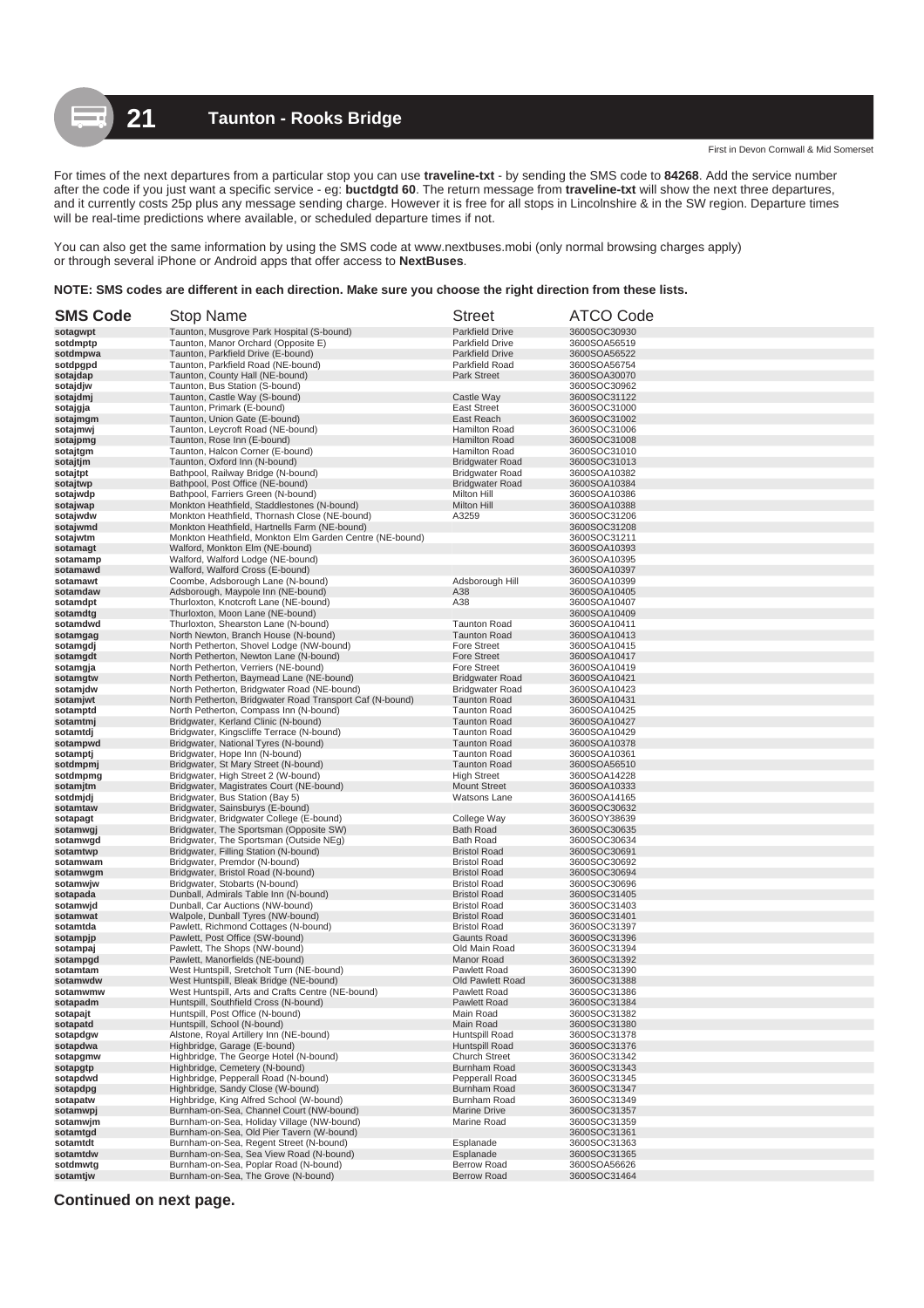# 21 Taunton - Rooks Bridge

First in Devon Cornwall & Mid Somerset

For times of the next departures from a particular stop you can use **traveline-txt** - by sending the SMS code to **84268**. Add the service number after the code if you just want a specific service - eg: **buctdgtd 60**. The return message from **traveline-txt** will show the next three departures, and it currently costs 25p plus any message sending charge. However it is free for all stops in Lincolnshire & in the SW region. Departure times will be real-time predictions where available, or scheduled departure times if not.

You can also get the same information by using the SMS code at www.nextbuses.mobi (only normal browsing charges apply) or through several iPhone or Android apps that offer access to **NextBuses**.

**NOTE: SMS codes are different in each direction. Make sure you choose the right direction from these lists.**

| SMS Code | Stop Name | Street | ATCO Code |
|---|---|---|---|
| sotagwpt | Taunton, Musgrove Park Hospital (S-bound) | Parkfield Drive | 3600SOC30930 |
| sotdmptp | Taunton, Manor Orchard (Opposite E) | Parkfield Drive | 3600SOA56519 |
| sotdmpwa | Taunton, Parkfield Drive (E-bound) | Parkfield Drive | 3600SOA56522 |
| sotdpgpd | Taunton, Parkfield Road (NE-bound) | Parkfield Road | 3600SOA56754 |
| sotajdap | Taunton, County Hall (NE-bound) | Park Street | 3600SOA30070 |
| sotajdjw | Taunton, Bus Station (S-bound) | | 3600SOC30962 |
| sotajdmj | Taunton, Castle Way (S-bound) | Castle Way | 3600SOC31122 |
| sotajgja | Taunton, Primark (E-bound) | East Street | 3600SOC31000 |
| sotajmgm | Taunton, Union Gate (E-bound) | East Reach | 3600SOC31002 |
| sotajmwj | Taunton, Leycroft Road (NE-bound) | Hamilton Road | 3600SOC31006 |
| sotajpmg | Taunton, Rose Inn (E-bound) | Hamilton Road | 3600SOC31008 |
| sotajtgm | Taunton, Halcon Corner (E-bound) | Hamilton Road | 3600SOC31010 |
| sotajtjm | Taunton, Oxford Inn (N-bound) | Bridgwater Road | 3600SOC31013 |
| sotajtpt | Bathpool, Railway Bridge (N-bound) | Bridgwater Road | 3600SOA10382 |
| sotajtwp | Bathpool, Post Office (NE-bound) | Bridgwater Road | 3600SOA10384 |
| sotajwdp | Bathpool, Farriers Green (N-bound) | Milton Hill | 3600SOA10386 |
| sotajwap | Monkton Heathfield, Staddlestones (N-bound) | Milton Hill | 3600SOA10388 |
| sotajwdw | Monkton Heathfield, Thornash Close (NE-bound) | A3259 | 3600SOC31206 |
| sotajwmd | Monkton Heathfield, Hartnells Farm (NE-bound) | | 3600SOC31208 |
| sotajwtm | Monkton Heathfield, Monkton Elm Garden Centre (NE-bound) | | 3600SOC31211 |
| sotamagt | Walford, Monkton Elm (NE-bound) | | 3600SOA10393 |
| sotamamp | Walford, Walford Lodge (NE-bound) | | 3600SOA10395 |
| sotamawd | Walford, Walford Cross (E-bound) | | 3600SOA10397 |
| sotamawt | Coombe, Adsborough Lane (N-bound) | Adsborough Hill | 3600SOA10399 |
| sotamdaw | Adsborough, Maypole Inn (NE-bound) | A38 | 3600SOA10405 |
| sotamdpt | Thurloxton, Knotcroft Lane (NE-bound) | A38 | 3600SOA10407 |
| sotamdtg | Thurloxton, Moon Lane (NE-bound) | | 3600SOA10409 |
| sotamdwd | Thurloxton, Shearston Lane (N-bound) | Taunton Road | 3600SOA10411 |
| sotamgag | North Newton, Branch House (N-bound) | Taunton Road | 3600SOA10413 |
| sotamgdj | North Petherton, Shovel Lodge (NW-bound) | Fore Street | 3600SOA10415 |
| sotamgdt | North Petherton, Newton Lane (N-bound) | Fore Street | 3600SOA10417 |
| sotamgja | North Petherton, Verriers (NE-bound) | Fore Street | 3600SOA10419 |
| sotamgtw | North Petherton, Baymead Lane (NE-bound) | Bridgwater Road | 3600SOA10421 |
| sotamjdw | North Petherton, Bridgwater Road (NE-bound) | Bridgwater Road | 3600SOA10423 |
| sotamjwt | North Petherton, Bridgwater Road Transport Caf (N-bound) | Taunton Road | 3600SOA10431 |
| sotamptd | North Petherton, Compass Inn (N-bound) | Taunton Road | 3600SOA10425 |
| sotamtmj | Bridgwater, Kerland Clinic (N-bound) | Taunton Road | 3600SOA10427 |
| sotamtdj | Bridgwater, Kingscliffe Terrace (N-bound) | Taunton Road | 3600SOA10429 |
| sotampwd | Bridgwater, National Tyres (N-bound) | Taunton Road | 3600SOA10378 |
| sotamptj | Bridgwater, Hope Inn (N-bound) | Taunton Road | 3600SOA10361 |
| sotdmpmj | Bridgwater, St Mary Street (N-bound) | Taunton Road | 3600SOA56510 |
| sotdmpmg | Bridgwater, High Street 2 (W-bound) | High Street | 3600SOA14228 |
| sotamjtm | Bridgwater, Magistrates Court (NE-bound) | Mount Street | 3600SOA10333 |
| sotdmjdj | Bridgwater, Bus Station (Bay 5) | Watsons Lane | 3600SOA14165 |
| sotamtaw | Bridgwater, Sainsburys (E-bound) | | 3600SOC30632 |
| sotapagt | Bridgwater, Bridgwater College (E-bound) | College Way | 3600SOY38639 |
| sotamwgj | Bridgwater, The Sportsman (Opposite SW) | Bath Road | 3600SOC30635 |
| sotamwgd | Bridgwater, The Sportsman (Outside NEg) | Bath Road | 3600SOC30634 |
| sotamtwp | Bridgwater, Filling Station (N-bound) | Bristol Road | 3600SOC30691 |
| sotamwam | Bridgwater, Premdor (N-bound) | Bristol Road | 3600SOC30692 |
| sotamwgm | Bridgwater, Bristol Road (N-bound) | Bristol Road | 3600SOC30694 |
| sotamwjw | Bridgwater, Stobarts (N-bound) | Bristol Road | 3600SOC30696 |
| sotapada | Dunball, Admirals Table Inn (N-bound) | Bristol Road | 3600SOC31405 |
| sotamwjd | Dunball, Car Auctions (NW-bound) | Bristol Road | 3600SOC31403 |
| sotamwat | Walpole, Dunball Tyres (NW-bound) | Bristol Road | 3600SOC31401 |
| sotamtda | Pawlett, Richmond Cottages (N-bound) | Bristol Road | 3600SOC31397 |
| sotampjp | Pawlett, Post Office (SW-bound) | Gaunts Road | 3600SOC31396 |
| sotampaj | Pawlett, The Shops (NW-bound) | Old Main Road | 3600SOC31394 |
| sotampgd | Pawlett, Manorfields (NE-bound) | Manor Road | 3600SOC31392 |
| sotamtam | West Huntspill, Sretcholt Turn (NE-bound) | Pawlett Road | 3600SOC31390 |
| sotamwdw | West Huntspill, Bleak Bridge (NE-bound) | Old Pawlett Road | 3600SOC31388 |
| sotamwmw | West Huntspill, Arts and Crafts Centre (NE-bound) | Pawlett Road | 3600SOC31386 |
| sotapadm | Huntspill, Southfield Cross (N-bound) | Pawlett Road | 3600SOC31384 |
| sotapajt | Huntspill, Post Office (N-bound) | Main Road | 3600SOC31382 |
| sotapatd | Huntspill, School (N-bound) | Main Road | 3600SOC31380 |
| sotapdgw | Alstone, Royal Artillery Inn (NE-bound) | Huntspill Road | 3600SOC31378 |
| sotapdwa | Highbridge, Garage (E-bound) | Huntspill Road | 3600SOC31376 |
| sotapgmw | Highbridge, The George Hotel (N-bound) | Church Street | 3600SOC31342 |
| sotapgtp | Highbridge, Cemetery (N-bound) | Burnham Road | 3600SOC31343 |
| sotapdwd | Highbridge, Pepperall Road (N-bound) | Pepperall Road | 3600SOC31345 |
| sotapdpg | Highbridge, Sandy Close (W-bound) | Burnham Road | 3600SOC31347 |
| sotapatw | Highbridge, King Alfred School (W-bound) | Burnham Road | 3600SOC31349 |
| sotamwpj | Burnham-on-Sea, Channel Court (NW-bound) | Marine Drive | 3600SOC31357 |
| sotamwjm | Burnham-on-Sea, Holiday Village (NW-bound) | Marine Road | 3600SOC31359 |
| sotamtgd | Burnham-on-Sea, Old Pier Tavern (W-bound) | | 3600SOC31361 |
| sotamtdt | Burnham-on-Sea, Regent Street (N-bound) | Esplanade | 3600SOC31363 |
| sotamtdw | Burnham-on-Sea, Sea View Road (N-bound) | Esplanade | 3600SOC31365 |
| sotdmwtg | Burnham-on-Sea, Poplar Road (N-bound) | Berrow Road | 3600SOA56626 |
| sotamtjw | Burnham-on-Sea, The Grove (N-bound) | Berrow Road | 3600SOC31464 |

**Continued on next page.**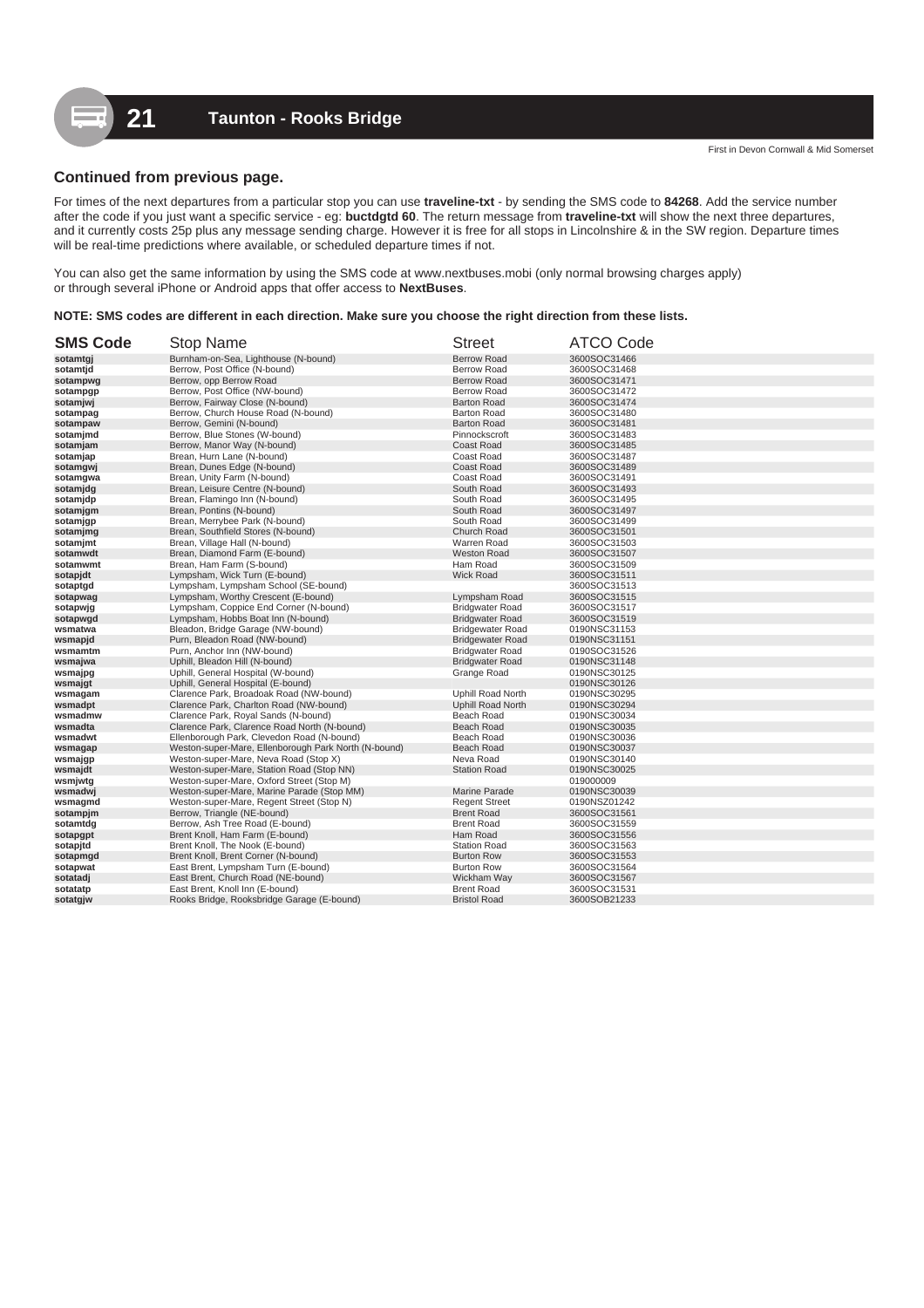# 21 Taunton - Rooks Bridge

First in Devon Cornwall & Mid Somerset

**Continued from previous page.**

For times of the next departures from a particular stop you can use **traveline-txt** - by sending the SMS code to **84268**. Add the service number after the code if you just want a specific service - eg: **buctdgtd 60**. The return message from **traveline-txt** will show the next three departures, and it currently costs 25p plus any message sending charge. However it is free for all stops in Lincolnshire & in the SW region. Departure times will be real-time predictions where available, or scheduled departure times if not.

You can also get the same information by using the SMS code at www.nextbuses.mobi (only normal browsing charges apply) or through several iPhone or Android apps that offer access to **NextBuses**.

**NOTE: SMS codes are different in each direction. Make sure you choose the right direction from these lists.**

| SMS Code | Stop Name | Street | ATCO Code |
|---|---|---|---|
| sotamtgj | Burnham-on-Sea, Lighthouse (N-bound) | Berrow Road | 3600SOC31466 |
| sotamtjd | Berrow, Post Office (N-bound) | Berrow Road | 3600SOC31468 |
| sotampwg | Berrow, opp Berrow Road | Berrow Road | 3600SOC31471 |
| sotampgp | Berrow, Post Office (NW-bound) | Berrow Road | 3600SOC31472 |
| sotamjwj | Berrow, Fairway Close (N-bound) | Barton Road | 3600SOC31474 |
| sotampag | Berrow, Church House Road (N-bound) | Barton Road | 3600SOC31480 |
| sotampaw | Berrow, Gemini (N-bound) | Barton Road | 3600SOC31481 |
| sotamjmd | Berrow, Blue Stones (W-bound) | Pinnockscroft | 3600SOC31483 |
| sotamjam | Berrow, Manor Way (N-bound) | Coast Road | 3600SOC31485 |
| sotamjap | Brean, Hurn Lane (N-bound) | Coast Road | 3600SOC31487 |
| sotamgwj | Brean, Dunes Edge (N-bound) | Coast Road | 3600SOC31489 |
| sotamgwa | Brean, Unity Farm (N-bound) | Coast Road | 3600SOC31491 |
| sotamjdg | Brean, Leisure Centre (N-bound) | South Road | 3600SOC31493 |
| sotamjdp | Brean, Flamingo Inn (N-bound) | South Road | 3600SOC31495 |
| sotamjgm | Brean, Pontins (N-bound) | South Road | 3600SOC31497 |
| sotamjgp | Brean, Merrybee Park (N-bound) | South Road | 3600SOC31499 |
| sotamjmg | Brean, Southfield Stores (N-bound) | Church Road | 3600SOC31501 |
| sotamjmt | Brean, Village Hall (N-bound) | Warren Road | 3600SOC31503 |
| sotamwdt | Brean, Diamond Farm (E-bound) | Weston Road | 3600SOC31507 |
| sotamwmt | Brean, Ham Farm (S-bound) | Ham Road | 3600SOC31509 |
| sotapjdt | Lympsham, Wick Turn (E-bound) | Wick Road | 3600SOC31511 |
| sotaptgd | Lympsham, Lympsham School (SE-bound) | | 3600SOC31513 |
| sotapwag | Lympsham, Worthy Crescent (E-bound) | Lympsham Road | 3600SOC31515 |
| sotapwjg | Lympsham, Coppice End Corner (N-bound) | Bridgwater Road | 3600SOC31517 |
| sotapwgd | Lympsham, Hobbs Boat Inn (N-bound) | Bridgwater Road | 3600SOC31519 |
| wsmatwa | Bleadon, Bridge Garage (NW-bound) | Bridgewater Road | 0190NSC31153 |
| wsmapjd | Purn, Bleadon Road (NW-bound) | Bridgewater Road | 0190NSC31151 |
| wsmamtm | Purn, Anchor Inn (NW-bound) | Bridgwater Road | 0190SOC31526 |
| wsmajwa | Uphill, Bleadon Hill (N-bound) | Bridgwater Road | 0190NSC31148 |
| wsmajpg | Uphill, General Hospital (W-bound) | Grange Road | 0190NSC30125 |
| wsmajgt | Uphill, General Hospital (E-bound) | | 0190NSC30126 |
| wsmagam | Clarence Park, Broadoak Road (NW-bound) | Uphill Road North | 0190NSC30295 |
| wsmadpt | Clarence Park, Charlton Road (NW-bound) | Uphill Road North | 0190NSC30294 |
| wsmadmw | Clarence Park, Royal Sands (N-bound) | Beach Road | 0190NSC30034 |
| wsmadta | Clarence Park, Clarence Road North (N-bound) | Beach Road | 0190NSC30035 |
| wsmadwt | Ellenborough Park, Clevedon Road (N-bound) | Beach Road | 0190NSC30036 |
| wsmagap | Weston-super-Mare, Ellenborough Park North (N-bound) | Beach Road | 0190NSC30037 |
| wsmajgp | Weston-super-Mare, Neva Road (Stop X) | Neva Road | 0190NSC30140 |
| wsmajdt | Weston-super-Mare, Station Road (Stop NN) | Station Road | 0190NSC30025 |
| wsmjwtg | Weston-super-Mare, Oxford Street (Stop M) | | 019000009 |
| wsmadwj | Weston-super-Mare, Marine Parade (Stop MM) | Marine Parade | 0190NSC30039 |
| wsmagmd | Weston-super-Mare, Regent Street (Stop N) | Regent Street | 0190NSZ01242 |
| sotampjm | Berrow, Triangle (NE-bound) | Brent Road | 3600SOC31561 |
| sotamtdg | Berrow, Ash Tree Road (E-bound) | Brent Road | 3600SOC31559 |
| sotapgpt | Brent Knoll, Ham Farm (E-bound) | Ham Road | 3600SOC31556 |
| sotapjtd | Brent Knoll, The Nook (E-bound) | Station Road | 3600SOC31563 |
| sotapmgd | Brent Knoll, Brent Corner (N-bound) | Burton Row | 3600SOC31553 |
| sotapwat | East Brent, Lympsham Turn (E-bound) | Burton Row | 3600SOC31564 |
| sotatadj | East Brent, Church Road (NE-bound) | Wickham Way | 3600SOC31567 |
| sotatatp | East Brent, Knoll Inn (E-bound) | Brent Road | 3600SOC31531 |
| sotatgjw | Rooks Bridge, Rooksbridge Garage (E-bound) | Bristol Road | 3600SOB21233 |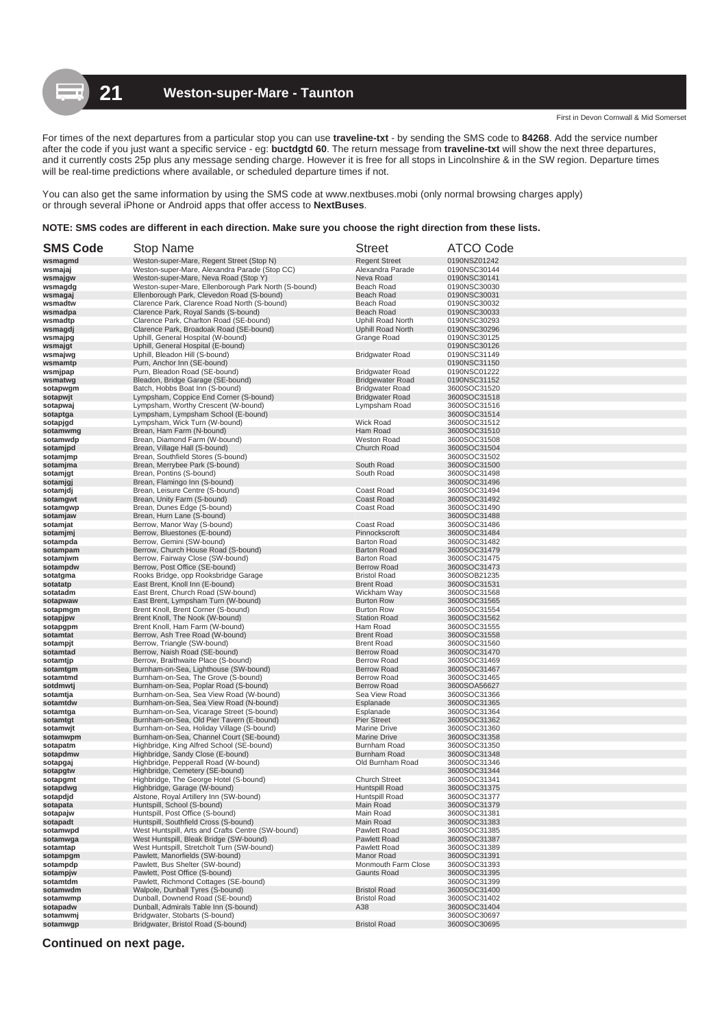# 21 Weston-super-Mare - Taunton

First in Devon Cornwall & Mid Somerset

For times of the next departures from a particular stop you can use **traveline-txt** - by sending the SMS code to **84268**. Add the service number after the code if you just want a specific service - eg: **buctdgtd 60**. The return message from **traveline-txt** will show the next three departures, and it currently costs 25p plus any message sending charge. However it is free for all stops in Lincolnshire & in the SW region. Departure times will be real-time predictions where available, or scheduled departure times if not.

You can also get the same information by using the SMS code at www.nextbuses.mobi (only normal browsing charges apply) or through several iPhone or Android apps that offer access to **NextBuses**.

**NOTE: SMS codes are different in each direction. Make sure you choose the right direction from these lists.**

| SMS Code | Stop Name | Street | ATCO Code |
|---|---|---|---|
| wsmagmd | Weston-super-Mare, Regent Street (Stop N) | Regent Street | 0190NSZ01242 |
| wsmajaj | Weston-super-Mare, Alexandra Parade (Stop CC) | Alexandra Parade | 0190NSC30144 |
| wsmajgw | Weston-super-Mare, Neva Road (Stop Y) | Neva Road | 0190NSC30141 |
| wsmagdg | Weston-super-Mare, Ellenborough Park North (S-bound) | Beach Road | 0190NSC30030 |
| wsmagaj | Ellenborough Park, Clevedon Road (S-bound) | Beach Road | 0190NSC30031 |
| wsmadtw | Clarence Park, Clarence Road North (S-bound) | Beach Road | 0190NSC30032 |
| wsmadpa | Clarence Park, Royal Sands (S-bound) | Beach Road | 0190NSC30033 |
| wsmadtp | Clarence Park, Charlton Road (SE-bound) | Uphill Road North | 0190NSC30293 |
| wsmagdj | Clarence Park, Broadoak Road (SE-bound) | Uphill Road North | 0190NSC30296 |
| wsmajpg | Uphill, General Hospital (W-bound) | Grange Road | 0190NSC30125 |
| wsmajgt | Uphill, General Hospital (E-bound) | | 0190NSC30126 |
| wsmajwg | Uphill, Bleadon Hill (S-bound) | Bridgwater Road | 0190NSC31149 |
| wsmamtp | Purn, Anchor Inn (SE-bound) | | 0190NSC31150 |
| wsmjpap | Purn, Bleadon Road (SE-bound) | Bridgwater Road | 0190NSC01222 |
| wsmatwg | Bleadon, Bridge Garage (SE-bound) | Bridgewater Road | 0190NSC31152 |
| sotapwgm | Batch, Hobbs Boat Inn (S-bound) | Bridgewater Road | 3600SOC31520 |
| sotapwjt | Lympsham, Coppice End Corner (S-bound) | Bridgwater Road | 3600SOC31518 |
| sotapwaj | Lympsham, Worthy Crescent (W-bound) | Lympsham Road | 3600SOC31516 |
| sotaptga | Lympsham, Lympsham School (E-bound) | | 3600SOC31514 |
| sotapjgd | Lympsham, Wick Turn (W-bound) | Wick Road | 3600SOC31512 |
| sotamwmg | Brean, Ham Farm (N-bound) | Ham Road | 3600SOC31510 |
| sotamwdp | Brean, Diamond Farm (W-bound) | Weston Road | 3600SOC31508 |
| sotamjpd | Brean, Village Hall (S-bound) | Church Road | 3600SOC31504 |
| sotamjmp | Brean, Southfield Stores (S-bound) | | 3600SOC31502 |
| sotamjma | Brean, Merrybee Park (S-bound) | South Road | 3600SOC31500 |
| sotamjgt | Brean, Pontins (S-bound) | South Road | 3600SOC31498 |
| sotamjgj | Brean, Flamingo Inn (S-bound) | | 3600SOC31496 |
| sotamjdj | Brean, Leisure Centre (S-bound) | Coast Road | 3600SOC31494 |
| sotamgwt | Brean, Unity Farm (S-bound) | Coast Road | 3600SOC31492 |
| sotamgwp | Brean, Dunes Edge (S-bound) | Coast Road | 3600SOC31490 |
| sotamjaw | Brean, Hurn Lane (S-bound) | | 3600SOC31488 |
| sotamjat | Berrow, Manor Way (S-bound) | Coast Road | 3600SOC31486 |
| sotamjmj | Berrow, Bluestones (E-bound) | Pinnockscroft | 3600SOC31484 |
| sotampda | Berrow, Gemini (SW-bound) | Barton Road | 3600SOC31482 |
| sotampam | Berrow, Church House Road (S-bound) | Barton Road | 3600SOC31479 |
| sotamjwm | Berrow, Fairway Close (SW-bound) | Barton Road | 3600SOC31475 |
| sotampdw | Berrow, Post Office (SE-bound) | Berrow Road | 3600SOC31473 |
| sotatgma | Rooks Bridge, opp Rooksbridge Garage | Bristol Road | 3600SOB21235 |
| sotatatp | East Brent, Knoll Inn (E-bound) | Brent Road | 3600SOC31531 |
| sotatadm | East Brent, Church Road (SW-bound) | Wickham Way | 3600SOC31568 |
| sotapwaw | East Brent, Lympsham Turn (W-bound) | Burton Row | 3600SOC31565 |
| sotapmgm | Brent Knoll, Brent Corner (S-bound) | Burton Row | 3600SOC31554 |
| sotapjpw | Brent Knoll, The Nook (W-bound) | Station Road | 3600SOC31562 |
| sotapgpm | Brent Knoll, Ham Farm (W-bound) | Ham Road | 3600SOC31555 |
| sotamtat | Berrow, Ash Tree Road (W-bound) | Brent Road | 3600SOC31558 |
| sotampjt | Berrow, Triangle (SW-bound) | Brent Road | 3600SOC31560 |
| sotamtad | Berrow, Naish Road (SE-bound) | Berrow Road | 3600SOC31470 |
| sotamtjp | Berrow, Braithwaite Place (S-bound) | Berrow Road | 3600SOC31469 |
| sotamtgm | Burnham-on-Sea, Lighthouse (SW-bound) | Berrow Road | 3600SOC31467 |
| sotamtmd | Burnham-on-Sea, The Grove (S-bound) | Berrow Road | 3600SOC31465 |
| sotdmwtj | Burnham-on-Sea, Poplar Road (S-bound) | Berrow Road | 3600SOA56627 |
| sotamtja | Burnham-on-Sea, Sea View Road (W-bound) | Sea View Road | 3600SOC31366 |
| sotamtdw | Burnham-on-Sea, Sea View Road (N-bound) | Esplanade | 3600SOC31365 |
| sotamtga | Burnham-on-Sea, Vicarage Street (S-bound) | Esplanade | 3600SOC31364 |
| sotamtgt | Burnham-on-Sea, Old Pier Tavern (E-bound) | Pier Street | 3600SOC31362 |
| sotamwjt | Burnham-on-Sea, Holiday Village (S-bound) | Marine Drive | 3600SOC31360 |
| sotamwpm | Burnham-on-Sea, Channel Court (SE-bound) | Marine Drive | 3600SOC31358 |
| sotapatm | Highbridge, King Alfred School (SE-bound) | Burnham Road | 3600SOC31350 |
| sotapdmw | Highbridge, Sandy Close (E-bound) | Burnham Road | 3600SOC31348 |
| sotapgaj | Highbridge, Pepperall Road (W-bound) | Old Burnham Road | 3600SOC31346 |
| sotapgtw | Highbridge, Cemetery (SE-bound) | | 3600SOC31344 |
| sotapgmt | Highbridge, The George Hotel (S-bound) | Church Street | 3600SOC31341 |
| sotapdwg | Highbridge, Garage (W-bound) | Huntspill Road | 3600SOC31375 |
| sotapdjd | Alstone, Royal Artillery Inn (SW-bound) | Huntspill Road | 3600SOC31377 |
| sotapata | Huntspill, School (S-bound) | Main Road | 3600SOC31379 |
| sotapajw | Huntspill, Post Office (S-bound) | Main Road | 3600SOC31381 |
| sotapadt | Huntspill, Southfield Cross (S-bound) | Main Road | 3600SOC31383 |
| sotamwpd | West Huntspill, Arts and Crafts Centre (SW-bound) | Pawlett Road | 3600SOC31385 |
| sotamwga | West Huntspill, Bleak Bridge (SW-bound) | Pawlett Road | 3600SOC31387 |
| sotamtap | West Huntspill, Stretcholt Turn (SW-bound) | Pawlett Road | 3600SOC31389 |
| sotampgm | Pawlett, Manorfields (SW-bound) | Manor Road | 3600SOC31391 |
| sotampdp | Pawlett, Bus Shelter (SW-bound) | Monmouth Farm Close | 3600SOC31393 |
| sotampjw | Pawlett, Post Office (S-bound) | Gaunts Road | 3600SOC31395 |
| sotamtdm | Pawlett, Richmond Cottages (SE-bound) | | 3600SOC31399 |
| sotamwdm | Walpole, Dunball Tyres (S-bound) | Bristol Road | 3600SOC31400 |
| sotamwmp | Dunball, Downend Road (SE-bound) | Bristol Road | 3600SOC31402 |
| sotapadw | Dunball, Admirals Table Inn (S-bound) | A38 | 3600SOC31404 |
| sotamwmj | Bridgwater, Stobarts (S-bound) | | 3600SOC30697 |
| sotamwgp | Bridgwater, Bristol Road (S-bound) | Bristol Road | 3600SOC30695 |

**Continued on next page.**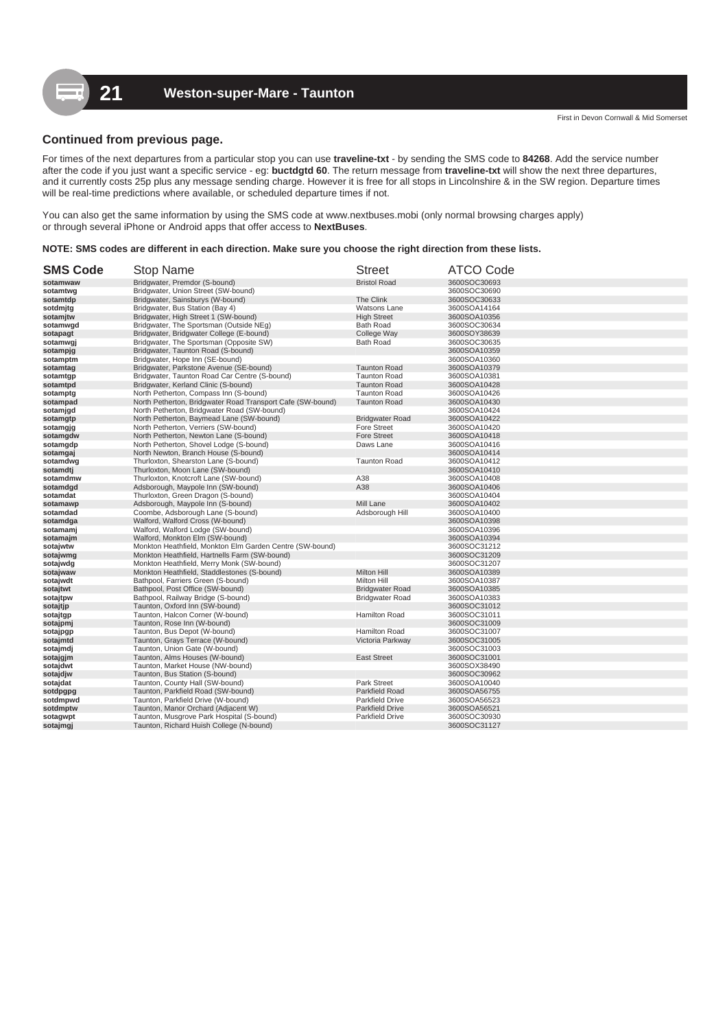# 21 Weston-super-Mare - Taunton

First in Devon Cornwall & Mid Somerset

**Continued from previous page.**

For times of the next departures from a particular stop you can use **traveline-txt** - by sending the SMS code to **84268**. Add the service number after the code if you just want a specific service - eg: **buctdgtd 60**. The return message from **traveline-txt** will show the next three departures, and it currently costs 25p plus any message sending charge. However it is free for all stops in Lincolnshire & in the SW region. Departure times will be real-time predictions where available, or scheduled departure times if not.

You can also get the same information by using the SMS code at www.nextbuses.mobi (only normal browsing charges apply) or through several iPhone or Android apps that offer access to **NextBuses**.

**NOTE: SMS codes are different in each direction. Make sure you choose the right direction from these lists.**

| SMS Code | Stop Name | Street | ATCO Code |
|---|---|---|---|
| sotamwaw | Bridgwater, Premdor (S-bound) | Bristol Road | 3600SOC30693 |
| sotamtwg | Bridgwater, Union Street (SW-bound) | | 3600SOC30690 |
| sotamtdp | Bridgwater, Sainsburys (W-bound) | The Clink | 3600SOC30633 |
| sotdmjtg | Bridgwater, Bus Station (Bay 4) | Watsons Lane | 3600SOA14164 |
| sotamjtw | Bridgwater, High Street 1 (SW-bound) | High Street | 3600SOA10356 |
| sotamwgd | Bridgwater, The Sportsman (Outside NEg) | Bath Road | 3600SOC30634 |
| sotapagt | Bridgwater, Bridgwater College (E-bound) | College Way | 3600SOY38639 |
| sotamwgj | Bridgwater, The Sportsman (Opposite SW) | Bath Road | 3600SOC30635 |
| sotampjg | Bridgwater, Taunton Road (S-bound) | | 3600SOA10359 |
| sotamptm | Bridgwater, Hope Inn (SE-bound) | | 3600SOA10360 |
| sotamtag | Bridgwater, Parkstone Avenue (SE-bound) | Taunton Road | 3600SOA10379 |
| sotamtgp | Bridgwater, Taunton Road Car Centre (S-bound) | Taunton Road | 3600SOA10381 |
| sotamtpd | Bridgwater, Kerland Clinic (S-bound) | Taunton Road | 3600SOA10428 |
| sotamptg | North Petherton, Compass Inn (S-bound) | Taunton Road | 3600SOA10426 |
| sotampad | North Petherton, Bridgwater Road Transport Cafe (SW-bound) | Taunton Road | 3600SOA10430 |
| sotamjgd | North Petherton, Bridgwater Road (SW-bound) | | 3600SOA10424 |
| sotamgtp | North Petherton, Baymead Lane (SW-bound) | Bridgwater Road | 3600SOA10422 |
| sotamgjg | North Petherton, Verriers (SW-bound) | Fore Street | 3600SOA10420 |
| sotamgdw | North Petherton, Newton Lane (S-bound) | Fore Street | 3600SOA10418 |
| sotamgdp | North Petherton, Shovel Lodge (S-bound) | Daws Lane | 3600SOA10416 |
| sotamgaj | North Newton, Branch House (S-bound) | | 3600SOA10414 |
| sotamdwg | Thurloxton, Shearston Lane (S-bound) | Taunton Road | 3600SOA10412 |
| sotamdtj | Thurloxton, Moon Lane (SW-bound) | | 3600SOA10410 |
| sotamdmw | Thurloxton, Knotcroft Lane (SW-bound) | A38 | 3600SOA10408 |
| sotamdgd | Adsborough, Maypole Inn (SW-bound) | A38 | 3600SOA10406 |
| sotamdat | Thurloxton, Green Dragon (S-bound) | | 3600SOA10404 |
| sotamawp | Adsborough, Maypole Inn (S-bound) | Mill Lane | 3600SOA10402 |
| sotamdad | Coombe, Adsborough Lane (S-bound) | Adsborough Hill | 3600SOA10400 |
| sotamdga | Walford, Walford Cross (W-bound) | | 3600SOA10398 |
| sotamamj | Walford, Walford Lodge (SW-bound) | | 3600SOA10396 |
| sotamajm | Walford, Monkton Elm (SW-bound) | | 3600SOA10394 |
| sotajwtw | Monkton Heathfield, Monkton Elm Garden Centre (SW-bound) | | 3600SOC31212 |
| sotajwmg | Monkton Heathfield, Hartnells Farm (SW-bound) | | 3600SOC31209 |
| sotajwdg | Monkton Heathfield, Merry Monk (SW-bound) | | 3600SOC31207 |
| sotajwaw | Monkton Heathfield, Staddlestones (S-bound) | Milton Hill | 3600SOA10389 |
| sotajwdt | Bathpool, Farriers Green (S-bound) | Milton Hill | 3600SOA10387 |
| sotajtwt | Bathpool, Post Office (SW-bound) | Bridgwater Road | 3600SOA10385 |
| sotajtpw | Bathpool, Railway Bridge (S-bound) | Bridgwater Road | 3600SOA10383 |
| sotajtjp | Taunton, Oxford Inn (SW-bound) | | 3600SOC31012 |
| sotajtgp | Taunton, Halcon Corner (W-bound) | Hamilton Road | 3600SOC31011 |
| sotajpmj | Taunton, Rose Inn (W-bound) | | 3600SOC31009 |
| sotajpgp | Taunton, Bus Depot (W-bound) | Hamilton Road | 3600SOC31007 |
| sotajmtd | Taunton, Grays Terrace (W-bound) | Victoria Parkway | 3600SOC31005 |
| sotajmdj | Taunton, Union Gate (W-bound) | | 3600SOC31003 |
| sotajgjm | Taunton, Alms Houses (W-bound) | East Street | 3600SOC31001 |
| sotajdwt | Taunton, Market House (NW-bound) | | 3600SOX38490 |
| sotajdjw | Taunton, Bus Station (S-bound) | | 3600SOC30962 |
| sotajdat | Taunton, County Hall (SW-bound) | Park Street | 3600SOA10040 |
| sotdpgpg | Taunton, Parkfield Road (SW-bound) | Parkfield Road | 3600SOA56755 |
| sotdmpwd | Taunton, Parkfield Drive (W-bound) | Parkfield Drive | 3600SOA56523 |
| sotdmptw | Taunton, Manor Orchard (Adjacent W) | Parkfield Drive | 3600SOA56521 |
| sotagwpt | Taunton, Musgrove Park Hospital (S-bound) | Parkfield Drive | 3600SOC30930 |
| sotajmgj | Taunton, Richard Huish College (N-bound) | | 3600SOC31127 |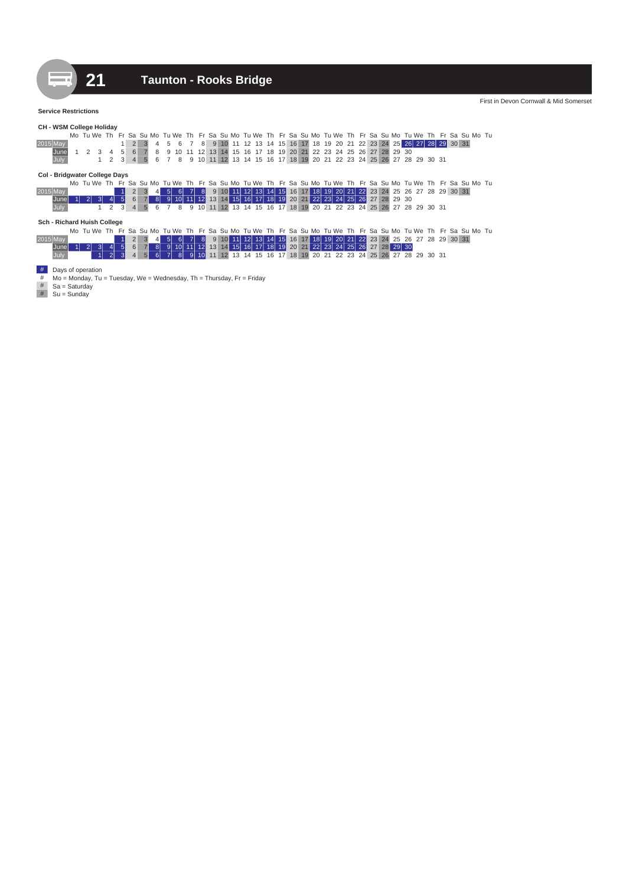# 21 Taunton - Rooks Bridge

First in Devon Cornwall & Mid Somerset

**Service Restrictions**

**CH - WSM College Holiday**

| | Mo | Tu | We | Th | Fr | Sa | Su | Mo | Tu | We | Th | Fr | Sa | Su | Mo | Tu | We | Th | Fr | Sa | Su | Mo | Tu | We | Th | Fr | Sa | Su | Mo | Tu | We | Th | Fr | Sa | Su | Mo | Tu |
|---|---|---|---|---|---|---|---|---|---|---|---|---|---|---|---|---|---|---|---|---|---|---|---|---|---|---|---|---|---|---|---|---|---|---|---|---|---|
| 2015 May | | | | | 1 | 2 | 3 | 4 | 5 | 6 | 7 | 8 | 9 | 10 | 11 | 12 | 13 | 14 | 15 | 16 | 17 | 18 | 19 | 20 | 21 | 22 | 23 | 24 | 25 | 26 | 27 | 28 | 29 | 30 | 31 | | |
| June | 1 | 2 | 3 | 4 | 5 | 6 | 7 | 8 | 9 | 10 | 11 | 12 | 13 | 14 | 15 | 16 | 17 | 18 | 19 | 20 | 21 | 22 | 23 | 24 | 25 | 26 | 27 | 28 | 29 | 30 | | | | | | | |
| July | | | 1 | 2 | 3 | 4 | 5 | 6 | 7 | 8 | 9 | 10 | 11 | 12 | 13 | 14 | 15 | 16 | 17 | 18 | 19 | 20 | 21 | 22 | 23 | 24 | 25 | 26 | 27 | 28 | 29 | 30 | 31 | | | | |

**Col - Bridgwater College Days**

| | Mo | Tu | We | Th | Fr | Sa | Su | Mo | Tu | We | Th | Fr | Sa | Su | Mo | Tu | We | Th | Fr | Sa | Su | Mo | Tu | We | Th | Fr | Sa | Su | Mo | Tu | We | Th | Fr | Sa | Su | Mo | Tu |
|---|---|---|---|---|---|---|---|---|---|---|---|---|---|---|---|---|---|---|---|---|---|---|---|---|---|---|---|---|---|---|---|---|---|---|---|---|---|
| 2015 May | | | | | 1 | 2 | 3 | 4 | 5 | 6 | 7 | 8 | 9 | 10 | 11 | 12 | 13 | 14 | 15 | 16 | 17 | 18 | 19 | 20 | 21 | 22 | 23 | 24 | 25 | 26 | 27 | 28 | 29 | 30 | 31 | | |
| June | 1 | 2 | 3 | 4 | 5 | 6 | 7 | 8 | 9 | 10 | 11 | 12 | 13 | 14 | 15 | 16 | 17 | 18 | 19 | 20 | 21 | 22 | 23 | 24 | 25 | 26 | 27 | 28 | 29 | 30 | | | | | | | |
| July | | | 1 | 2 | 3 | 4 | 5 | 6 | 7 | 8 | 9 | 10 | 11 | 12 | 13 | 14 | 15 | 16 | 17 | 18 | 19 | 20 | 21 | 22 | 23 | 24 | 25 | 26 | 27 | 28 | 29 | 30 | 31 | | | | |

**Sch - Richard Huish College**

| | Mo | Tu | We | Th | Fr | Sa | Su | Mo | Tu | We | Th | Fr | Sa | Su | Mo | Tu | We | Th | Fr | Sa | Su | Mo | Tu | We | Th | Fr | Sa | Su | Mo | Tu | We | Th | Fr | Sa | Su | Mo | Tu |
|---|---|---|---|---|---|---|---|---|---|---|---|---|---|---|---|---|---|---|---|---|---|---|---|---|---|---|---|---|---|---|---|---|---|---|---|---|---|
| 2015 May | | | | | 1 | 2 | 3 | 4 | 5 | 6 | 7 | 8 | 9 | 10 | 11 | 12 | 13 | 14 | 15 | 16 | 17 | 18 | 19 | 20 | 21 | 22 | 23 | 24 | 25 | 26 | 27 | 28 | 29 | 30 | 31 | | |
| June | 1 | 2 | 3 | 4 | 5 | 6 | 7 | 8 | 9 | 10 | 11 | 12 | 13 | 14 | 15 | 16 | 17 | 18 | 19 | 20 | 21 | 22 | 23 | 24 | 25 | 26 | 27 | 28 | 29 | 30 | | | | | | | |
| July | | | 1 | 2 | 3 | 4 | 5 | 6 | 7 | 8 | 9 | 10 | 11 | 12 | 13 | 14 | 15 | 16 | 17 | 18 | 19 | 20 | 21 | 22 | 23 | 24 | 25 | 26 | 27 | 28 | 29 | 30 | 31 | | | | |

\# Days of operation

\# Mo = Monday, Tu = Tuesday, We = Wednesday, Th = Thursday, Fr = Friday

\# Sa = Saturday

\# Su = Sunday